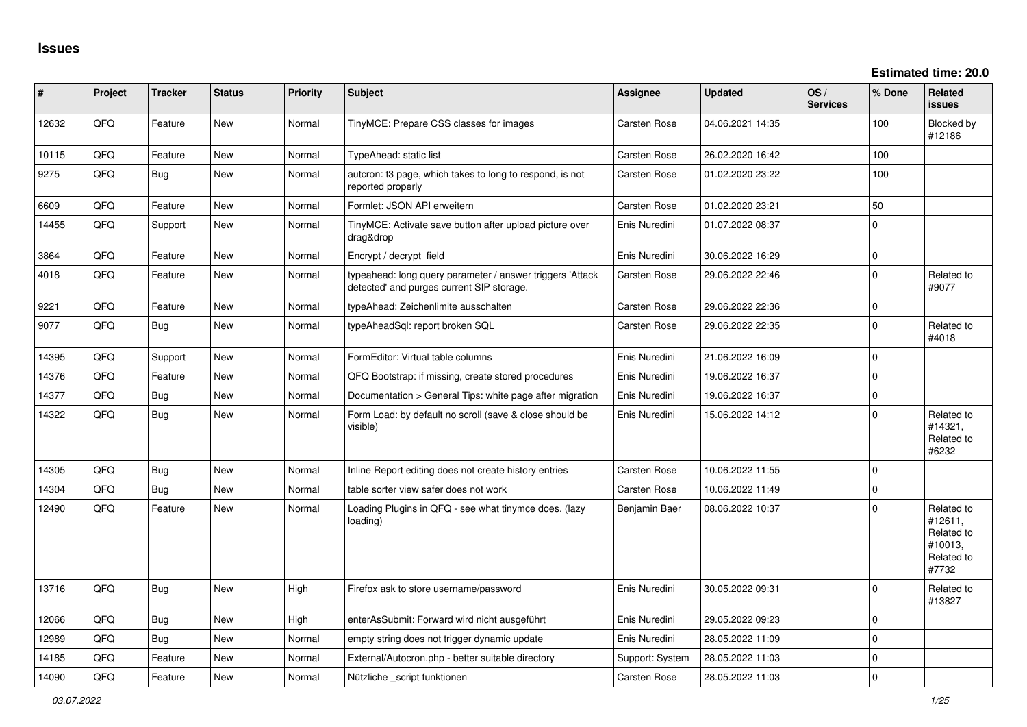# Issues

**Estimated time: 20.0**

| # | Project | Tracker | Status | Priority | Subject | Assignee | Updated | OS / Services | % Done | Related issues |
|---|---|---|---|---|---|---|---|---|---|---|
| 12632 | QFQ | Feature | New | Normal | TinyMCE: Prepare CSS classes for images | Carsten Rose | 04.06.2021 14:35 | | 100 | Blocked by #12186 |
| 10115 | QFQ | Feature | New | Normal | TypeAhead: static list | Carsten Rose | 26.02.2020 16:42 | | 100 | |
| 9275 | QFQ | Bug | New | Normal | autcron: t3 page, which takes to long to respond, is not reported properly | Carsten Rose | 01.02.2020 23:22 | | 100 | |
| 6609 | QFQ | Feature | New | Normal | Formlet: JSON API erweitern | Carsten Rose | 01.02.2020 23:21 | | 50 | |
| 14455 | QFQ | Support | New | Normal | TinyMCE: Activate save button after upload picture over drag&drop | Enis Nuredini | 01.07.2022 08:37 | | 0 | |
| 3864 | QFQ | Feature | New | Normal | Encrypt / decrypt field | Enis Nuredini | 30.06.2022 16:29 | | 0 | |
| 4018 | QFQ | Feature | New | Normal | typeahead: long query parameter / answer triggers 'Attack detected' and purges current SIP storage. | Carsten Rose | 29.06.2022 22:46 | | 0 | Related to #9077 |
| 9221 | QFQ | Feature | New | Normal | typeAhead: Zeichenlimite ausschalten | Carsten Rose | 29.06.2022 22:36 | | 0 | |
| 9077 | QFQ | Bug | New | Normal | typeAheadSql: report broken SQL | Carsten Rose | 29.06.2022 22:35 | | 0 | Related to #4018 |
| 14395 | QFQ | Support | New | Normal | FormEditor: Virtual table columns | Enis Nuredini | 21.06.2022 16:09 | | 0 | |
| 14376 | QFQ | Feature | New | Normal | QFQ Bootstrap: if missing, create stored procedures | Enis Nuredini | 19.06.2022 16:37 | | 0 | |
| 14377 | QFQ | Bug | New | Normal | Documentation > General Tips: white page after migration | Enis Nuredini | 19.06.2022 16:37 | | 0 | |
| 14322 | QFQ | Bug | New | Normal | Form Load: by default no scroll (save & close should be visible) | Enis Nuredini | 15.06.2022 14:12 | | 0 | Related to #14321, Related to #6232 |
| 14305 | QFQ | Bug | New | Normal | Inline Report editing does not create history entries | Carsten Rose | 10.06.2022 11:55 | | 0 | |
| 14304 | QFQ | Bug | New | Normal | table sorter view safer does not work | Carsten Rose | 10.06.2022 11:49 | | 0 | |
| 12490 | QFQ | Feature | New | Normal | Loading Plugins in QFQ - see what tinymce does. (lazy loading) | Benjamin Baer | 08.06.2022 10:37 | | 0 | Related to #12611, Related to #10013, Related to #7732 |
| 13716 | QFQ | Bug | New | High | Firefox ask to store username/password | Enis Nuredini | 30.05.2022 09:31 | | 0 | Related to #13827 |
| 12066 | QFQ | Bug | New | High | enterAsSubmit: Forward wird nicht ausgeführt | Enis Nuredini | 29.05.2022 09:23 | | 0 | |
| 12989 | QFQ | Bug | New | Normal | empty string does not trigger dynamic update | Enis Nuredini | 28.05.2022 11:09 | | 0 | |
| 14185 | QFQ | Feature | New | Normal | External/Autocron.php - better suitable directory | Support: System | 28.05.2022 11:03 | | 0 | |
| 14090 | QFQ | Feature | New | Normal | Nützliche _script funktionen | Carsten Rose | 28.05.2022 11:03 | | 0 | |

*03.07.2022*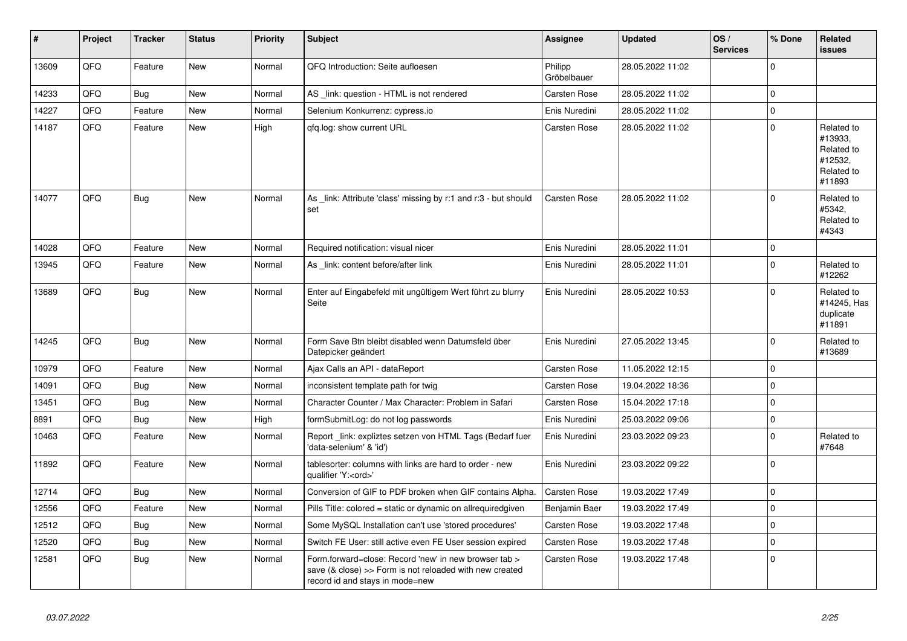| # | Project | Tracker | Status | Priority | Subject | Assignee | Updated | OS / Services | % Done | Related issues |
|---|---|---|---|---|---|---|---|---|---|---|
| 13609 | QFQ | Feature | New | Normal | QFQ Introduction: Seite aufloesen | Philipp Gröbelbauer | 28.05.2022 11:02 | | 0 | |
| 14233 | QFQ | Bug | New | Normal | AS _link: question - HTML is not rendered | Carsten Rose | 28.05.2022 11:02 | | 0 | |
| 14227 | QFQ | Feature | New | Normal | Selenium Konkurrenz: cypress.io | Enis Nuredini | 28.05.2022 11:02 | | 0 | |
| 14187 | QFQ | Feature | New | High | qfq.log: show current URL | Carsten Rose | 28.05.2022 11:02 | | 0 | Related to #13933, Related to #12532, Related to #11893 |
| 14077 | QFQ | Bug | New | Normal | As _link: Attribute 'class' missing by r:1 and r:3 - but should set | Carsten Rose | 28.05.2022 11:02 | | 0 | Related to #5342, Related to #4343 |
| 14028 | QFQ | Feature | New | Normal | Required notification: visual nicer | Enis Nuredini | 28.05.2022 11:01 | | 0 | |
| 13945 | QFQ | Feature | New | Normal | As _link: content before/after link | Enis Nuredini | 28.05.2022 11:01 | | 0 | Related to #12262 |
| 13689 | QFQ | Bug | New | Normal | Enter auf Eingabefeld mit ungültigem Wert führt zu blurry Seite | Enis Nuredini | 28.05.2022 10:53 | | 0 | Related to #14245, Has duplicate #11891 |
| 14245 | QFQ | Bug | New | Normal | Form Save Btn bleibt disabled wenn Datumsfeld über Datepicker geändert | Enis Nuredini | 27.05.2022 13:45 | | 0 | Related to #13689 |
| 10979 | QFQ | Feature | New | Normal | Ajax Calls an API - dataReport | Carsten Rose | 11.05.2022 12:15 | | 0 | |
| 14091 | QFQ | Bug | New | Normal | inconsistent template path for twig | Carsten Rose | 19.04.2022 18:36 | | 0 | |
| 13451 | QFQ | Bug | New | Normal | Character Counter / Max Character: Problem in Safari | Carsten Rose | 15.04.2022 17:18 | | 0 | |
| 8891 | QFQ | Bug | New | High | formSubmitLog: do not log passwords | Enis Nuredini | 25.03.2022 09:06 | | 0 | |
| 10463 | QFQ | Feature | New | Normal | Report _link: expliztes setzen von HTML Tags (Bedarf fuer 'data-selenium' & 'id') | Enis Nuredini | 23.03.2022 09:23 | | 0 | Related to #7648 |
| 11892 | QFQ | Feature | New | Normal | tablesorter: columns with links are hard to order - new qualifier 'Y:<ord>' | Enis Nuredini | 23.03.2022 09:22 | | 0 | |
| 12714 | QFQ | Bug | New | Normal | Conversion of GIF to PDF broken when GIF contains Alpha. | Carsten Rose | 19.03.2022 17:49 | | 0 | |
| 12556 | QFQ | Feature | New | Normal | Pills Title: colored = static or dynamic on allrequiredgiven | Benjamin Baer | 19.03.2022 17:49 | | 0 | |
| 12512 | QFQ | Bug | New | Normal | Some MySQL Installation can't use 'stored procedures' | Carsten Rose | 19.03.2022 17:48 | | 0 | |
| 12520 | QFQ | Bug | New | Normal | Switch FE User: still active even FE User session expired | Carsten Rose | 19.03.2022 17:48 | | 0 | |
| 12581 | QFQ | Bug | New | Normal | Form.forward=close: Record 'new' in new browser tab > save (& close) >> Form is not reloaded with new created record id and stays in mode=new | Carsten Rose | 19.03.2022 17:48 | | 0 | |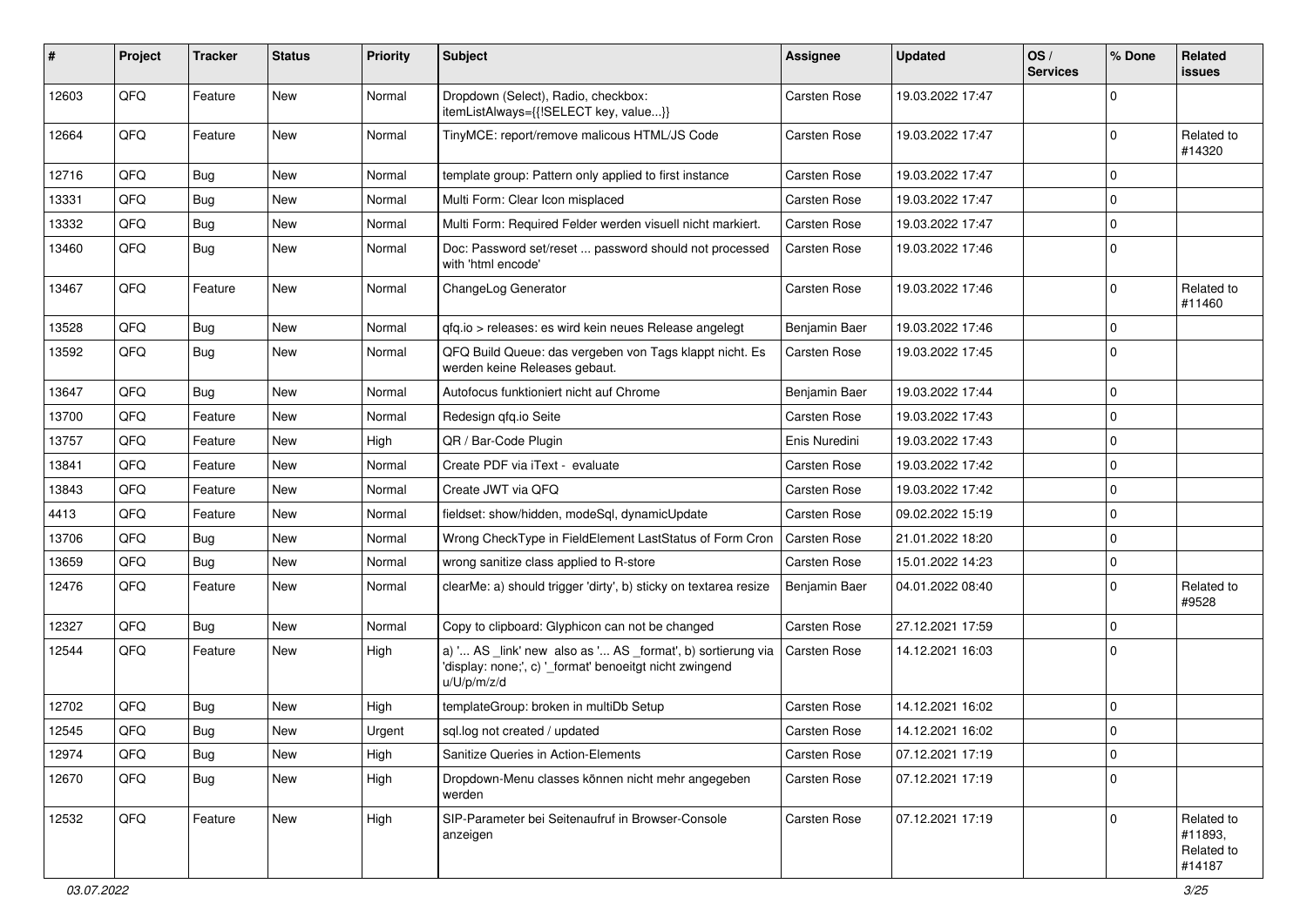| # | Project | Tracker | Status | Priority | Subject | Assignee | Updated | OS / Services | % Done | Related issues |
|---|---|---|---|---|---|---|---|---|---|---|
| 12603 | QFQ | Feature | New | Normal | Dropdown (Select), Radio, checkbox: itemListAlways={{!SELECT key, value...}} | Carsten Rose | 19.03.2022 17:47 | | 0 | |
| 12664 | QFQ | Feature | New | Normal | TinyMCE: report/remove malicous HTML/JS Code | Carsten Rose | 19.03.2022 17:47 | | 0 | Related to #14320 |
| 12716 | QFQ | Bug | New | Normal | template group: Pattern only applied to first instance | Carsten Rose | 19.03.2022 17:47 | | 0 | |
| 13331 | QFQ | Bug | New | Normal | Multi Form: Clear Icon misplaced | Carsten Rose | 19.03.2022 17:47 | | 0 | |
| 13332 | QFQ | Bug | New | Normal | Multi Form: Required Felder werden visuell nicht markiert. | Carsten Rose | 19.03.2022 17:47 | | 0 | |
| 13460 | QFQ | Bug | New | Normal | Doc: Password set/reset ... password should not processed with 'html encode' | Carsten Rose | 19.03.2022 17:46 | | 0 | |
| 13467 | QFQ | Feature | New | Normal | ChangeLog Generator | Carsten Rose | 19.03.2022 17:46 | | 0 | Related to #11460 |
| 13528 | QFQ | Bug | New | Normal | qfq.io > releases: es wird kein neues Release angelegt | Benjamin Baer | 19.03.2022 17:46 | | 0 | |
| 13592 | QFQ | Bug | New | Normal | QFQ Build Queue: das vergeben von Tags klappt nicht. Es werden keine Releases gebaut. | Carsten Rose | 19.03.2022 17:45 | | 0 | |
| 13647 | QFQ | Bug | New | Normal | Autofocus funktioniert nicht auf Chrome | Benjamin Baer | 19.03.2022 17:44 | | 0 | |
| 13700 | QFQ | Feature | New | Normal | Redesign qfq.io Seite | Carsten Rose | 19.03.2022 17:43 | | 0 | |
| 13757 | QFQ | Feature | New | High | QR / Bar-Code Plugin | Enis Nuredini | 19.03.2022 17:43 | | 0 | |
| 13841 | QFQ | Feature | New | Normal | Create PDF via iText - evaluate | Carsten Rose | 19.03.2022 17:42 | | 0 | |
| 13843 | QFQ | Feature | New | Normal | Create JWT via QFQ | Carsten Rose | 19.03.2022 17:42 | | 0 | |
| 4413 | QFQ | Feature | New | Normal | fieldset: show/hidden, modeSql, dynamicUpdate | Carsten Rose | 09.02.2022 15:19 | | 0 | |
| 13706 | QFQ | Bug | New | Normal | Wrong CheckType in FieldElement LastStatus of Form Cron | Carsten Rose | 21.01.2022 18:20 | | 0 | |
| 13659 | QFQ | Bug | New | Normal | wrong sanitize class applied to R-store | Carsten Rose | 15.01.2022 14:23 | | 0 | |
| 12476 | QFQ | Feature | New | Normal | clearMe: a) should trigger 'dirty', b) sticky on textarea resize | Benjamin Baer | 04.01.2022 08:40 | | 0 | Related to #9528 |
| 12327 | QFQ | Bug | New | Normal | Copy to clipboard: Glyphicon can not be changed | Carsten Rose | 27.12.2021 17:59 | | 0 | |
| 12544 | QFQ | Feature | New | High | a) '... AS _link' new also as '... AS _format', b) sortierung via 'display: none;', c) '_format' benoeitgt nicht zwingend u/U/p/m/z/d | Carsten Rose | 14.12.2021 16:03 | | 0 | |
| 12702 | QFQ | Bug | New | High | templateGroup: broken in multiDb Setup | Carsten Rose | 14.12.2021 16:02 | | 0 | |
| 12545 | QFQ | Bug | New | Urgent | sql.log not created / updated | Carsten Rose | 14.12.2021 16:02 | | 0 | |
| 12974 | QFQ | Bug | New | High | Sanitize Queries in Action-Elements | Carsten Rose | 07.12.2021 17:19 | | 0 | |
| 12670 | QFQ | Bug | New | High | Dropdown-Menu classes können nicht mehr angegeben werden | Carsten Rose | 07.12.2021 17:19 | | 0 | |
| 12532 | QFQ | Feature | New | High | SIP-Parameter bei Seitenaufruf in Browser-Console anzeigen | Carsten Rose | 07.12.2021 17:19 | | 0 | Related to #11893, Related to #14187 |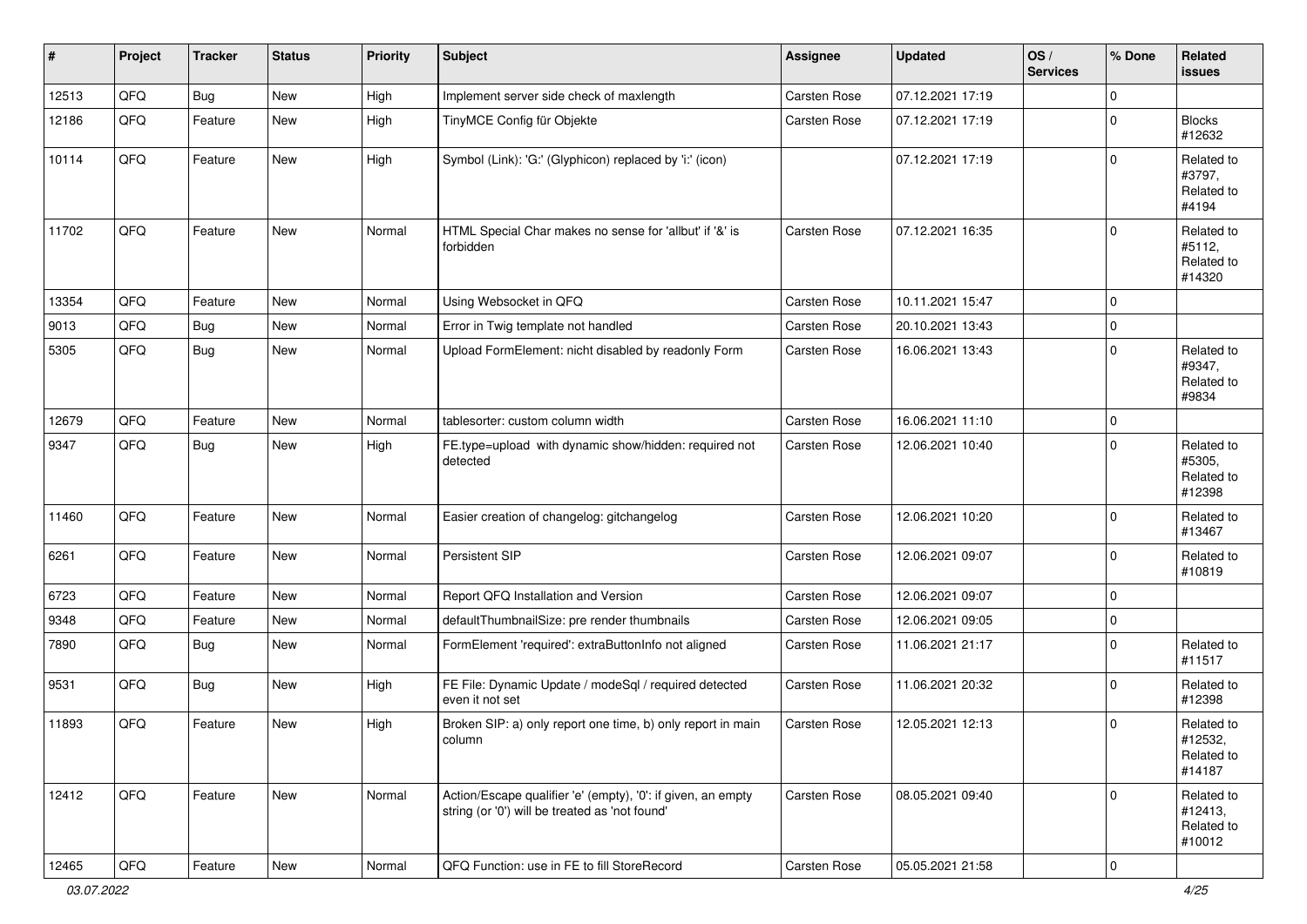| # | Project | Tracker | Status | Priority | Subject | Assignee | Updated | OS / Services | % Done | Related issues |
|---|---|---|---|---|---|---|---|---|---|---|
| 12513 | QFQ | Bug | New | High | Implement server side check of maxlength | Carsten Rose | 07.12.2021 17:19 | | 0 | |
| 12186 | QFQ | Feature | New | High | TinyMCE Config für Objekte | Carsten Rose | 07.12.2021 17:19 | | 0 | Blocks #12632 |
| 10114 | QFQ | Feature | New | High | Symbol (Link): 'G:' (Glyphicon) replaced by 'i:' (icon) | | 07.12.2021 17:19 | | 0 | Related to #3797, Related to #4194 |
| 11702 | QFQ | Feature | New | Normal | HTML Special Char makes no sense for 'allbut' if '&' is forbidden | Carsten Rose | 07.12.2021 16:35 | | 0 | Related to #5112, Related to #14320 |
| 13354 | QFQ | Feature | New | Normal | Using Websocket in QFQ | Carsten Rose | 10.11.2021 15:47 | | 0 | |
| 9013 | QFQ | Bug | New | Normal | Error in Twig template not handled | Carsten Rose | 20.10.2021 13:43 | | 0 | |
| 5305 | QFQ | Bug | New | Normal | Upload FormElement: nicht disabled by readonly Form | Carsten Rose | 16.06.2021 13:43 | | 0 | Related to #9347, Related to #9834 |
| 12679 | QFQ | Feature | New | Normal | tablesorter: custom column width | Carsten Rose | 16.06.2021 11:10 | | 0 | |
| 9347 | QFQ | Bug | New | High | FE.type=upload with dynamic show/hidden: required not detected | Carsten Rose | 12.06.2021 10:40 | | 0 | Related to #5305, Related to #12398 |
| 11460 | QFQ | Feature | New | Normal | Easier creation of changelog: gitchangelog | Carsten Rose | 12.06.2021 10:20 | | 0 | Related to #13467 |
| 6261 | QFQ | Feature | New | Normal | Persistent SIP | Carsten Rose | 12.06.2021 09:07 | | 0 | Related to #10819 |
| 6723 | QFQ | Feature | New | Normal | Report QFQ Installation and Version | Carsten Rose | 12.06.2021 09:07 | | 0 | |
| 9348 | QFQ | Feature | New | Normal | defaultThumbnailSize: pre render thumbnails | Carsten Rose | 12.06.2021 09:05 | | 0 | |
| 7890 | QFQ | Bug | New | Normal | FormElement 'required': extraButtonInfo not aligned | Carsten Rose | 11.06.2021 21:17 | | 0 | Related to #11517 |
| 9531 | QFQ | Bug | New | High | FE File: Dynamic Update / modeSql / required detected even it not set | Carsten Rose | 11.06.2021 20:32 | | 0 | Related to #12398 |
| 11893 | QFQ | Feature | New | High | Broken SIP: a) only report one time, b) only report in main column | Carsten Rose | 12.05.2021 12:13 | | 0 | Related to #12532, Related to #14187 |
| 12412 | QFQ | Feature | New | Normal | Action/Escape qualifier 'e' (empty), '0': if given, an empty string (or '0') will be treated as 'not found' | Carsten Rose | 08.05.2021 09:40 | | 0 | Related to #12413, Related to #10012 |
| 12465 | QFQ | Feature | New | Normal | QFQ Function: use in FE to fill StoreRecord | Carsten Rose | 05.05.2021 21:58 | | 0 | |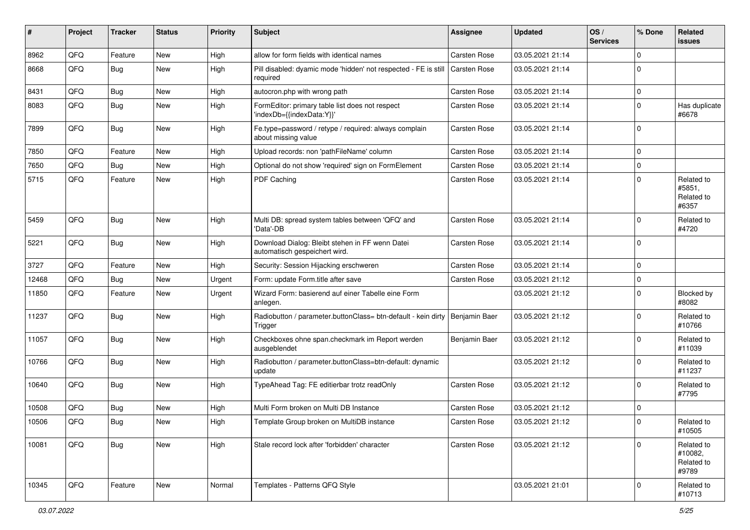| # | Project | Tracker | Status | Priority | Subject | Assignee | Updated | OS / Services | % Done | Related issues |
|---|---|---|---|---|---|---|---|---|---|---|
| 8962 | QFQ | Feature | New | High | allow for form fields with identical names | Carsten Rose | 03.05.2021 21:14 | | 0 | |
| 8668 | QFQ | Bug | New | High | Pill disabled: dyamic mode 'hidden' not respected - FE is still required | Carsten Rose | 03.05.2021 21:14 | | 0 | |
| 8431 | QFQ | Bug | New | High | autocron.php with wrong path | Carsten Rose | 03.05.2021 21:14 | | 0 | |
| 8083 | QFQ | Bug | New | High | FormEditor: primary table list does not respect 'indexDb={{indexData:Y}}' | Carsten Rose | 03.05.2021 21:14 | | 0 | Has duplicate #6678 |
| 7899 | QFQ | Bug | New | High | Fe.type=password / retype / required: always complain about missing value | Carsten Rose | 03.05.2021 21:14 | | 0 | |
| 7850 | QFQ | Feature | New | High | Upload records: non 'pathFileName' column | Carsten Rose | 03.05.2021 21:14 | | 0 | |
| 7650 | QFQ | Bug | New | High | Optional do not show 'required' sign on FormElement | Carsten Rose | 03.05.2021 21:14 | | 0 | |
| 5715 | QFQ | Feature | New | High | PDF Caching | Carsten Rose | 03.05.2021 21:14 | | 0 | Related to #5851, Related to #6357 |
| 5459 | QFQ | Bug | New | High | Multi DB: spread system tables between 'QFQ' and 'Data'-DB | Carsten Rose | 03.05.2021 21:14 | | 0 | Related to #4720 |
| 5221 | QFQ | Bug | New | High | Download Dialog: Bleibt stehen in FF wenn Datei automatisch gespeichert wird. | Carsten Rose | 03.05.2021 21:14 | | 0 | |
| 3727 | QFQ | Feature | New | High | Security: Session Hijacking erschweren | Carsten Rose | 03.05.2021 21:14 | | 0 | |
| 12468 | QFQ | Bug | New | Urgent | Form: update Form.title after save | Carsten Rose | 03.05.2021 21:12 | | 0 | |
| 11850 | QFQ | Feature | New | Urgent | Wizard Form: basierend auf einer Tabelle eine Form anlegen. | | 03.05.2021 21:12 | | 0 | Blocked by #8082 |
| 11237 | QFQ | Bug | New | High | Radiobutton / parameter.buttonClass= btn-default - kein dirty Trigger | Benjamin Baer | 03.05.2021 21:12 | | 0 | Related to #10766 |
| 11057 | QFQ | Bug | New | High | Checkboxes ohne span.checkmark im Report werden ausgeblendet | Benjamin Baer | 03.05.2021 21:12 | | 0 | Related to #11039 |
| 10766 | QFQ | Bug | New | High | Radiobutton / parameter.buttonClass=btn-default: dynamic update | | 03.05.2021 21:12 | | 0 | Related to #11237 |
| 10640 | QFQ | Bug | New | High | TypeAhead Tag: FE editierbar trotz readOnly | Carsten Rose | 03.05.2021 21:12 | | 0 | Related to #7795 |
| 10508 | QFQ | Bug | New | High | Multi Form broken on Multi DB Instance | Carsten Rose | 03.05.2021 21:12 | | 0 | |
| 10506 | QFQ | Bug | New | High | Template Group broken on MultiDB instance | Carsten Rose | 03.05.2021 21:12 | | 0 | Related to #10505 |
| 10081 | QFQ | Bug | New | High | Stale record lock after 'forbidden' character | Carsten Rose | 03.05.2021 21:12 | | 0 | Related to #10082, Related to #9789 |
| 10345 | QFQ | Feature | New | Normal | Templates - Patterns QFQ Style | | 03.05.2021 21:01 | | 0 | Related to #10713 |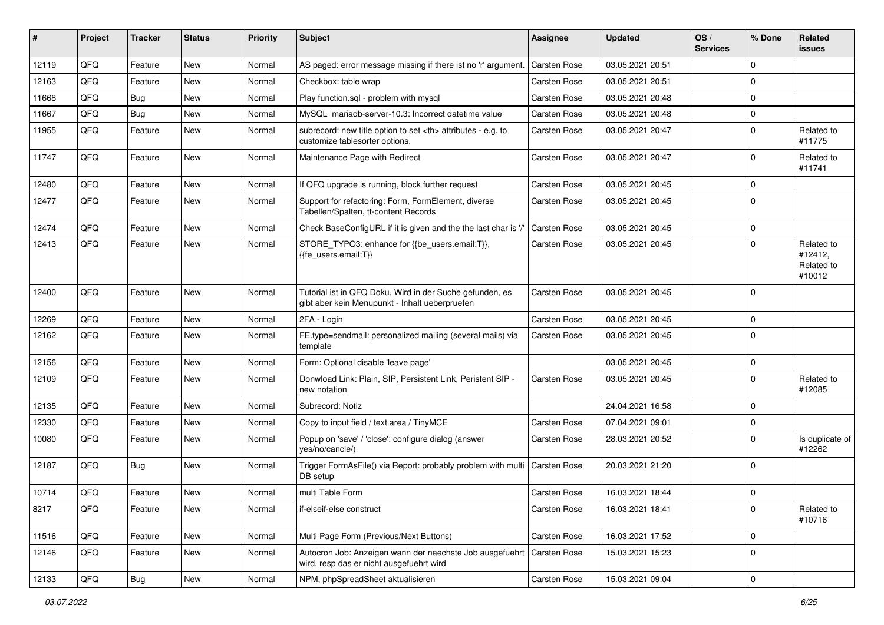| # | Project | Tracker | Status | Priority | Subject | Assignee | Updated | OS / Services | % Done | Related issues |
|---|---|---|---|---|---|---|---|---|---|---|
| 12119 | QFQ | Feature | New | Normal | AS paged: error message missing if there ist no 'r' argument. | Carsten Rose | 03.05.2021 20:51 | | 0 | |
| 12163 | QFQ | Feature | New | Normal | Checkbox: table wrap | Carsten Rose | 03.05.2021 20:51 | | 0 | |
| 11668 | QFQ | Bug | New | Normal | Play function.sql - problem with mysql | Carsten Rose | 03.05.2021 20:48 | | 0 | |
| 11667 | QFQ | Bug | New | Normal | MySQL mariadb-server-10.3: Incorrect datetime value | Carsten Rose | 03.05.2021 20:48 | | 0 | |
| 11955 | QFQ | Feature | New | Normal | subrecord: new title option to set <th> attributes - e.g. to customize tablesorter options. | Carsten Rose | 03.05.2021 20:47 | | 0 | Related to #11775 |
| 11747 | QFQ | Feature | New | Normal | Maintenance Page with Redirect | Carsten Rose | 03.05.2021 20:47 | | 0 | Related to #11741 |
| 12480 | QFQ | Feature | New | Normal | If QFQ upgrade is running, block further request | Carsten Rose | 03.05.2021 20:45 | | 0 | |
| 12477 | QFQ | Feature | New | Normal | Support for refactoring: Form, FormElement, diverse Tabellen/Spalten, tt-content Records | Carsten Rose | 03.05.2021 20:45 | | 0 | |
| 12474 | QFQ | Feature | New | Normal | Check BaseConfigURL if it is given and the the last char is '/' | Carsten Rose | 03.05.2021 20:45 | | 0 | |
| 12413 | QFQ | Feature | New | Normal | STORE_TYPO3: enhance for {{be_users.email:T}}, {{fe_users.email:T}} | Carsten Rose | 03.05.2021 20:45 | | 0 | Related to #12412, Related to #10012 |
| 12400 | QFQ | Feature | New | Normal | Tutorial ist in QFQ Doku, Wird in der Suche gefunden, es gibt aber kein Menupunkt - Inhalt ueberpruefen | Carsten Rose | 03.05.2021 20:45 | | 0 | |
| 12269 | QFQ | Feature | New | Normal | 2FA - Login | Carsten Rose | 03.05.2021 20:45 | | 0 | |
| 12162 | QFQ | Feature | New | Normal | FE.type=sendmail: personalized mailing (several mails) via template | Carsten Rose | 03.05.2021 20:45 | | 0 | |
| 12156 | QFQ | Feature | New | Normal | Form: Optional disable 'leave page' | | 03.05.2021 20:45 | | 0 | |
| 12109 | QFQ | Feature | New | Normal | Donwload Link: Plain, SIP, Persistent Link, Peristent SIP - new notation | Carsten Rose | 03.05.2021 20:45 | | 0 | Related to #12085 |
| 12135 | QFQ | Feature | New | Normal | Subrecord: Notiz | | 24.04.2021 16:58 | | 0 | |
| 12330 | QFQ | Feature | New | Normal | Copy to input field / text area / TinyMCE | Carsten Rose | 07.04.2021 09:01 | | 0 | |
| 10080 | QFQ | Feature | New | Normal | Popup on 'save' / 'close': configure dialog (answer yes/no/cancle/) | Carsten Rose | 28.03.2021 20:52 | | 0 | Is duplicate of #12262 |
| 12187 | QFQ | Bug | New | Normal | Trigger FormAsFile() via Report: probably problem with multi DB setup | Carsten Rose | 20.03.2021 21:20 | | 0 | |
| 10714 | QFQ | Feature | New | Normal | multi Table Form | Carsten Rose | 16.03.2021 18:44 | | 0 | |
| 8217 | QFQ | Feature | New | Normal | if-elseif-else construct | Carsten Rose | 16.03.2021 18:41 | | 0 | Related to #10716 |
| 11516 | QFQ | Feature | New | Normal | Multi Page Form (Previous/Next Buttons) | Carsten Rose | 16.03.2021 17:52 | | 0 | |
| 12146 | QFQ | Feature | New | Normal | Autocron Job: Anzeigen wann der naechste Job ausgefuehrt wird, resp das er nicht ausgefuehrt wird | Carsten Rose | 15.03.2021 15:23 | | 0 | |
| 12133 | QFQ | Bug | New | Normal | NPM, phpSpreadSheet aktualisieren | Carsten Rose | 15.03.2021 09:04 | | 0 | |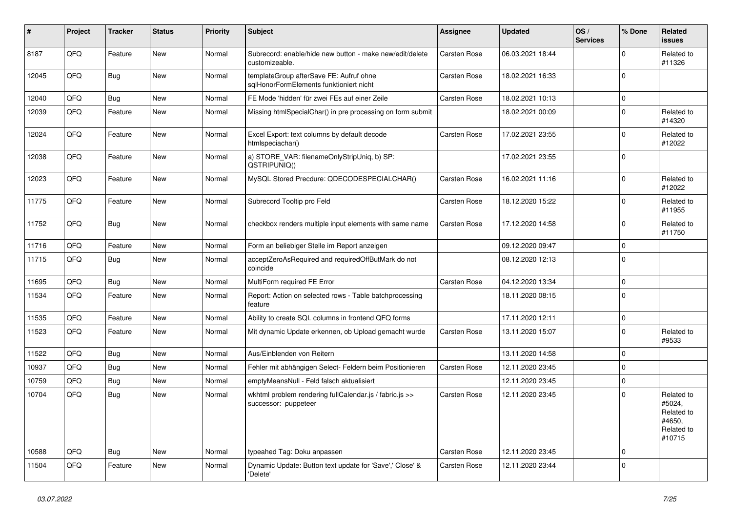| # | Project | Tracker | Status | Priority | Subject | Assignee | Updated | OS / Services | % Done | Related issues |
|---|---|---|---|---|---|---|---|---|---|---|
| 8187 | QFQ | Feature | New | Normal | Subrecord: enable/hide new button - make new/edit/delete customizeable. | Carsten Rose | 06.03.2021 18:44 | | 0 | Related to #11326 |
| 12045 | QFQ | Bug | New | Normal | templateGroup afterSave FE: Aufruf ohne sqlHonorFormElements funktioniert nicht | Carsten Rose | 18.02.2021 16:33 | | 0 | |
| 12040 | QFQ | Bug | New | Normal | FE Mode 'hidden' für zwei FEs auf einer Zeile | Carsten Rose | 18.02.2021 10:13 | | 0 | |
| 12039 | QFQ | Feature | New | Normal | Missing htmlSpecialChar() in pre processing on form submit | | 18.02.2021 00:09 | | 0 | Related to #14320 |
| 12024 | QFQ | Feature | New | Normal | Excel Export: text columns by default decode htmlspeciachar() | Carsten Rose | 17.02.2021 23:55 | | 0 | Related to #12022 |
| 12038 | QFQ | Feature | New | Normal | a) STORE_VAR: filenameOnlyStripUniq, b) SP: QSTRIPUNIQ() | | 17.02.2021 23:55 | | 0 | |
| 12023 | QFQ | Feature | New | Normal | MySQL Stored Precdure: QDECODESPECIALCHAR() | Carsten Rose | 16.02.2021 11:16 | | 0 | Related to #12022 |
| 11775 | QFQ | Feature | New | Normal | Subrecord Tooltip pro Feld | Carsten Rose | 18.12.2020 15:22 | | 0 | Related to #11955 |
| 11752 | QFQ | Bug | New | Normal | checkbox renders multiple input elements with same name | Carsten Rose | 17.12.2020 14:58 | | 0 | Related to #11750 |
| 11716 | QFQ | Feature | New | Normal | Form an beliebiger Stelle im Report anzeigen | | 09.12.2020 09:47 | | 0 | |
| 11715 | QFQ | Bug | New | Normal | acceptZeroAsRequired and requiredOffButMark do not coincide | | 08.12.2020 12:13 | | 0 | |
| 11695 | QFQ | Bug | New | Normal | MultiForm required FE Error | Carsten Rose | 04.12.2020 13:34 | | 0 | |
| 11534 | QFQ | Feature | New | Normal | Report: Action on selected rows - Table batchprocessing feature | | 18.11.2020 08:15 | | 0 | |
| 11535 | QFQ | Feature | New | Normal | Ability to create SQL columns in frontend QFQ forms | | 17.11.2020 12:11 | | 0 | |
| 11523 | QFQ | Feature | New | Normal | Mit dynamic Update erkennen, ob Upload gemacht wurde | Carsten Rose | 13.11.2020 15:07 | | 0 | Related to #9533 |
| 11522 | QFQ | Bug | New | Normal | Aus/Einblenden von Reitern | | 13.11.2020 14:58 | | 0 | |
| 10937 | QFQ | Bug | New | Normal | Fehler mit abhängigen Select- Feldern beim Positionieren | Carsten Rose | 12.11.2020 23:45 | | 0 | |
| 10759 | QFQ | Bug | New | Normal | emptyMeansNull - Feld falsch aktualisiert | | 12.11.2020 23:45 | | 0 | |
| 10704 | QFQ | Bug | New | Normal | wkhtml problem rendering fullCalendar.js / fabric.js >> successor: puppeteer | Carsten Rose | 12.11.2020 23:45 | | 0 | Related to #5024, Related to #4650, Related to #10715 |
| 10588 | QFQ | Bug | New | Normal | typeahed Tag: Doku anpassen | Carsten Rose | 12.11.2020 23:45 | | 0 | |
| 11504 | QFQ | Feature | New | Normal | Dynamic Update: Button text update for 'Save',' Close' & 'Delete' | Carsten Rose | 12.11.2020 23:44 | | 0 | |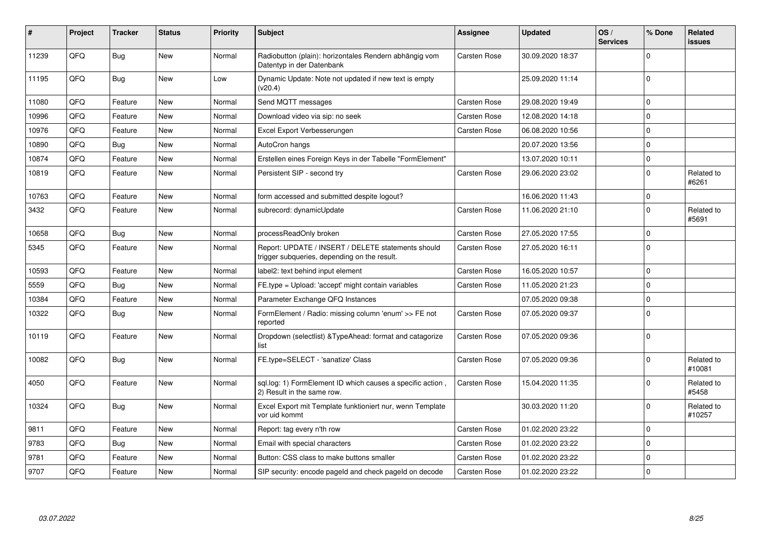| # | Project | Tracker | Status | Priority | Subject | Assignee | Updated | OS / Services | % Done | Related issues |
|---|---|---|---|---|---|---|---|---|---|---|
| 11239 | QFQ | Bug | New | Normal | Radiobutton (plain): horizontales Rendern abhängig vom Datentyp in der Datenbank | Carsten Rose | 30.09.2020 18:37 | | 0 | |
| 11195 | QFQ | Bug | New | Low | Dynamic Update: Note not updated if new text is empty (v20.4) | | 25.09.2020 11:14 | | 0 | |
| 11080 | QFQ | Feature | New | Normal | Send MQTT messages | Carsten Rose | 29.08.2020 19:49 | | 0 | |
| 10996 | QFQ | Feature | New | Normal | Download video via sip: no seek | Carsten Rose | 12.08.2020 14:18 | | 0 | |
| 10976 | QFQ | Feature | New | Normal | Excel Export Verbesserungen | Carsten Rose | 06.08.2020 10:56 | | 0 | |
| 10890 | QFQ | Bug | New | Normal | AutoCron hangs | | 20.07.2020 13:56 | | 0 | |
| 10874 | QFQ | Feature | New | Normal | Erstellen eines Foreign Keys in der Tabelle "FormElement" | | 13.07.2020 10:11 | | 0 | |
| 10819 | QFQ | Feature | New | Normal | Persistent SIP - second try | Carsten Rose | 29.06.2020 23:02 | | 0 | Related to #6261 |
| 10763 | QFQ | Feature | New | Normal | form accessed and submitted despite logout? | | 16.06.2020 11:43 | | 0 | |
| 3432 | QFQ | Feature | New | Normal | subrecord: dynamicUpdate | Carsten Rose | 11.06.2020 21:10 | | 0 | Related to #5691 |
| 10658 | QFQ | Bug | New | Normal | processReadOnly broken | Carsten Rose | 27.05.2020 17:55 | | 0 | |
| 5345 | QFQ | Feature | New | Normal | Report: UPDATE / INSERT / DELETE statements should trigger subqueries, depending on the result. | Carsten Rose | 27.05.2020 16:11 | | 0 | |
| 10593 | QFQ | Feature | New | Normal | label2: text behind input element | Carsten Rose | 16.05.2020 10:57 | | 0 | |
| 5559 | QFQ | Bug | New | Normal | FE.type = Upload: 'accept' might contain variables | Carsten Rose | 11.05.2020 21:23 | | 0 | |
| 10384 | QFQ | Feature | New | Normal | Parameter Exchange QFQ Instances | | 07.05.2020 09:38 | | 0 | |
| 10322 | QFQ | Bug | New | Normal | FormElement / Radio: missing column 'enum' >> FE not reported | Carsten Rose | 07.05.2020 09:37 | | 0 | |
| 10119 | QFQ | Feature | New | Normal | Dropdown (selectlist) &TypeAhead: format and catagorize list | Carsten Rose | 07.05.2020 09:36 | | 0 | |
| 10082 | QFQ | Bug | New | Normal | FE.type=SELECT - 'sanatize' Class | Carsten Rose | 07.05.2020 09:36 | | 0 | Related to #10081 |
| 4050 | QFQ | Feature | New | Normal | sql.log: 1) FormElement ID which causes a specific action , 2) Result in the same row. | Carsten Rose | 15.04.2020 11:35 | | 0 | Related to #5458 |
| 10324 | QFQ | Bug | New | Normal | Excel Export mit Template funktioniert nur, wenn Template vor uid kommt | | 30.03.2020 11:20 | | 0 | Related to #10257 |
| 9811 | QFQ | Feature | New | Normal | Report: tag every n'th row | Carsten Rose | 01.02.2020 23:22 | | 0 | |
| 9783 | QFQ | Bug | New | Normal | Email with special characters | Carsten Rose | 01.02.2020 23:22 | | 0 | |
| 9781 | QFQ | Feature | New | Normal | Button: CSS class to make buttons smaller | Carsten Rose | 01.02.2020 23:22 | | 0 | |
| 9707 | QFQ | Feature | New | Normal | SIP security: encode pageId and check pageId on decode | Carsten Rose | 01.02.2020 23:22 | | 0 | |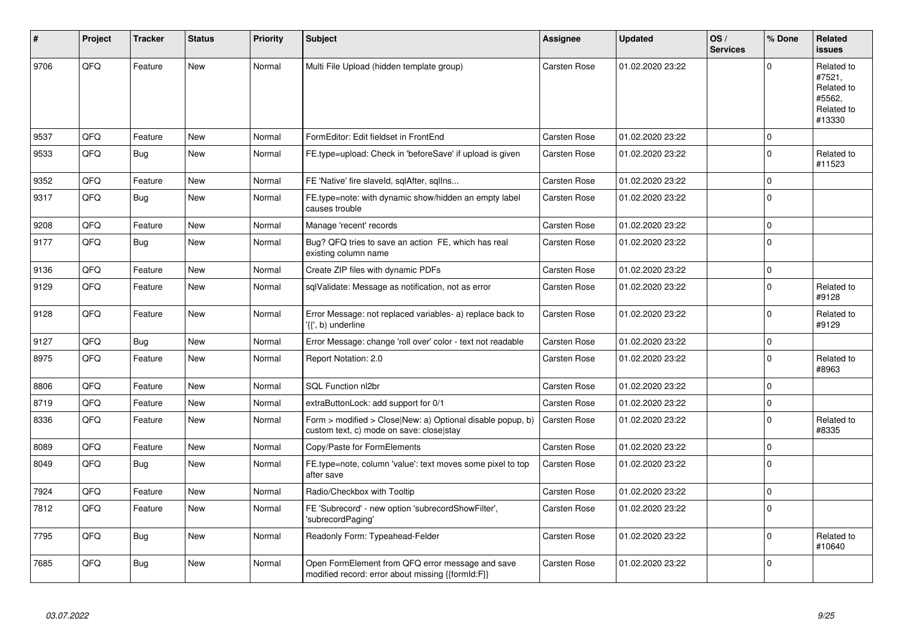| # | Project | Tracker | Status | Priority | Subject | Assignee | Updated | OS / Services | % Done | Related issues |
|---|---|---|---|---|---|---|---|---|---|---|
| 9706 | QFQ | Feature | New | Normal | Multi File Upload (hidden template group) | Carsten Rose | 01.02.2020 23:22 | | 0 | Related to #7521, Related to #5562, Related to #13330 |
| 9537 | QFQ | Feature | New | Normal | FormEditor: Edit fieldset in FrontEnd | Carsten Rose | 01.02.2020 23:22 | | 0 | |
| 9533 | QFQ | Bug | New | Normal | FE.type=upload: Check in 'beforeSave' if upload is given | Carsten Rose | 01.02.2020 23:22 | | 0 | Related to #11523 |
| 9352 | QFQ | Feature | New | Normal | FE 'Native' fire slaveId, sqlAfter, sqlIns... | Carsten Rose | 01.02.2020 23:22 | | 0 | |
| 9317 | QFQ | Bug | New | Normal | FE.type=note: with dynamic show/hidden an empty label causes trouble | Carsten Rose | 01.02.2020 23:22 | | 0 | |
| 9208 | QFQ | Feature | New | Normal | Manage 'recent' records | Carsten Rose | 01.02.2020 23:22 | | 0 | |
| 9177 | QFQ | Bug | New | Normal | Bug? QFQ tries to save an action FE, which has real existing column name | Carsten Rose | 01.02.2020 23:22 | | 0 | |
| 9136 | QFQ | Feature | New | Normal | Create ZIP files with dynamic PDFs | Carsten Rose | 01.02.2020 23:22 | | 0 | |
| 9129 | QFQ | Feature | New | Normal | sqlValidate: Message as notification, not as error | Carsten Rose | 01.02.2020 23:22 | | 0 | Related to #9128 |
| 9128 | QFQ | Feature | New | Normal | Error Message: not replaced variables- a) replace back to '{{', b) underline | Carsten Rose | 01.02.2020 23:22 | | 0 | Related to #9129 |
| 9127 | QFQ | Bug | New | Normal | Error Message: change 'roll over' color - text not readable | Carsten Rose | 01.02.2020 23:22 | | 0 | |
| 8975 | QFQ | Feature | New | Normal | Report Notation: 2.0 | Carsten Rose | 01.02.2020 23:22 | | 0 | Related to #8963 |
| 8806 | QFQ | Feature | New | Normal | SQL Function nl2br | Carsten Rose | 01.02.2020 23:22 | | 0 | |
| 8719 | QFQ | Feature | New | Normal | extraButtonLock: add support for 0/1 | Carsten Rose | 01.02.2020 23:22 | | 0 | |
| 8336 | QFQ | Feature | New | Normal | Form > modified > Close\|New: a) Optional disable popup, b) custom text, c) mode on save: close\|stay | Carsten Rose | 01.02.2020 23:22 | | 0 | Related to #8335 |
| 8089 | QFQ | Feature | New | Normal | Copy/Paste for FormElements | Carsten Rose | 01.02.2020 23:22 | | 0 | |
| 8049 | QFQ | Bug | New | Normal | FE.type=note, column 'value': text moves some pixel to top after save | Carsten Rose | 01.02.2020 23:22 | | 0 | |
| 7924 | QFQ | Feature | New | Normal | Radio/Checkbox with Tooltip | Carsten Rose | 01.02.2020 23:22 | | 0 | |
| 7812 | QFQ | Feature | New | Normal | FE 'Subrecord' - new option 'subrecordShowFilter', 'subrecordPaging' | Carsten Rose | 01.02.2020 23:22 | | 0 | |
| 7795 | QFQ | Bug | New | Normal | Readonly Form: Typeahead-Felder | Carsten Rose | 01.02.2020 23:22 | | 0 | Related to #10640 |
| 7685 | QFQ | Bug | New | Normal | Open FormElement from QFQ error message and save modified record: error about missing {{formId:F}} | Carsten Rose | 01.02.2020 23:22 | | 0 | |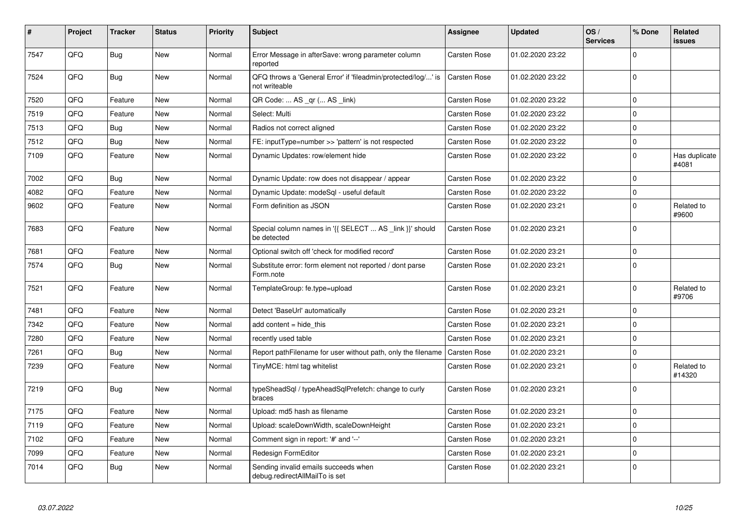| # | Project | Tracker | Status | Priority | Subject | Assignee | Updated | OS / Services | % Done | Related issues |
|---|---|---|---|---|---|---|---|---|---|---|
| 7547 | QFQ | Bug | New | Normal | Error Message in afterSave: wrong parameter column reported | Carsten Rose | 01.02.2020 23:22 | | 0 | |
| 7524 | QFQ | Bug | New | Normal | QFQ throws a 'General Error' if 'fileadmin/protected/log/...' is not writeable | Carsten Rose | 01.02.2020 23:22 | | 0 | |
| 7520 | QFQ | Feature | New | Normal | QR Code: ... AS _qr ( ... AS _link) | Carsten Rose | 01.02.2020 23:22 | | 0 | |
| 7519 | QFQ | Feature | New | Normal | Select: Multi | Carsten Rose | 01.02.2020 23:22 | | 0 | |
| 7513 | QFQ | Bug | New | Normal | Radios not correct aligned | Carsten Rose | 01.02.2020 23:22 | | 0 | |
| 7512 | QFQ | Bug | New | Normal | FE: inputType=number >> 'pattern' is not respected | Carsten Rose | 01.02.2020 23:22 | | 0 | |
| 7109 | QFQ | Feature | New | Normal | Dynamic Updates: row/element hide | Carsten Rose | 01.02.2020 23:22 | | 0 | Has duplicate #4081 |
| 7002 | QFQ | Bug | New | Normal | Dynamic Update: row does not disappear / appear | Carsten Rose | 01.02.2020 23:22 | | 0 | |
| 4082 | QFQ | Feature | New | Normal | Dynamic Update: modeSql - useful default | Carsten Rose | 01.02.2020 23:22 | | 0 | |
| 9602 | QFQ | Feature | New | Normal | Form definition as JSON | Carsten Rose | 01.02.2020 23:21 | | 0 | Related to #9600 |
| 7683 | QFQ | Feature | New | Normal | Special column names in '{{ SELECT ... AS _link }}' should be detected | Carsten Rose | 01.02.2020 23:21 | | 0 | |
| 7681 | QFQ | Feature | New | Normal | Optional switch off 'check for modified record' | Carsten Rose | 01.02.2020 23:21 | | 0 | |
| 7574 | QFQ | Bug | New | Normal | Substitute error: form element not reported / dont parse Form.note | Carsten Rose | 01.02.2020 23:21 | | 0 | |
| 7521 | QFQ | Feature | New | Normal | TemplateGroup: fe.type=upload | Carsten Rose | 01.02.2020 23:21 | | 0 | Related to #9706 |
| 7481 | QFQ | Feature | New | Normal | Detect 'BaseUrl' automatically | Carsten Rose | 01.02.2020 23:21 | | 0 | |
| 7342 | QFQ | Feature | New | Normal | add content = hide_this | Carsten Rose | 01.02.2020 23:21 | | 0 | |
| 7280 | QFQ | Feature | New | Normal | recently used table | Carsten Rose | 01.02.2020 23:21 | | 0 | |
| 7261 | QFQ | Bug | New | Normal | Report pathFilename for user without path, only the filename | Carsten Rose | 01.02.2020 23:21 | | 0 | |
| 7239 | QFQ | Feature | New | Normal | TinyMCE: html tag whitelist | Carsten Rose | 01.02.2020 23:21 | | 0 | Related to #14320 |
| 7219 | QFQ | Bug | New | Normal | typeSheadSql / typeAheadSqlPrefetch: change to curly braces | Carsten Rose | 01.02.2020 23:21 | | 0 | |
| 7175 | QFQ | Feature | New | Normal | Upload: md5 hash as filename | Carsten Rose | 01.02.2020 23:21 | | 0 | |
| 7119 | QFQ | Feature | New | Normal | Upload: scaleDownWidth, scaleDownHeight | Carsten Rose | 01.02.2020 23:21 | | 0 | |
| 7102 | QFQ | Feature | New | Normal | Comment sign in report: '#' and '--' | Carsten Rose | 01.02.2020 23:21 | | 0 | |
| 7099 | QFQ | Feature | New | Normal | Redesign FormEditor | Carsten Rose | 01.02.2020 23:21 | | 0 | |
| 7014 | QFQ | Bug | New | Normal | Sending invalid emails succeeds when debug.redirectAllMailTo is set | Carsten Rose | 01.02.2020 23:21 | | 0 | |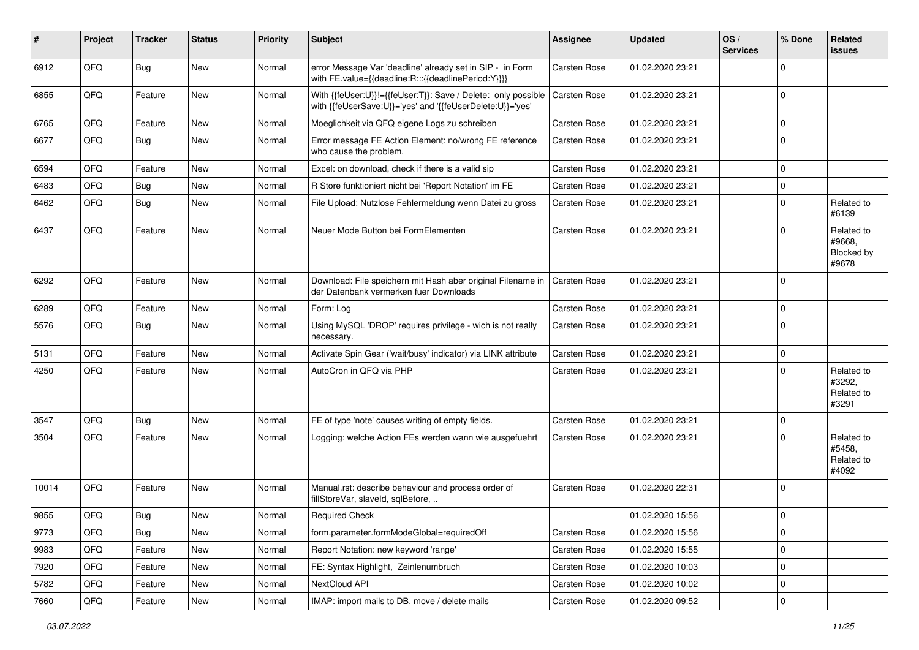| # | Project | Tracker | Status | Priority | Subject | Assignee | Updated | OS / Services | % Done | Related issues |
|---|---|---|---|---|---|---|---|---|---|---|
| 6912 | QFQ | Bug | New | Normal | error Message Var 'deadline' already set in SIP - in Form with FE.value={{deadline:R:::{{deadlinePeriod:Y}}}} | Carsten Rose | 01.02.2020 23:21 | | 0 | |
| 6855 | QFQ | Feature | New | Normal | With {{feUser:U}}!={{feUser:T}}: Save / Delete: only possible with {{feUserSave:U}}='yes' and '{{feUserDelete:U}}='yes' | Carsten Rose | 01.02.2020 23:21 | | 0 | |
| 6765 | QFQ | Feature | New | Normal | Moeglichkeit via QFQ eigene Logs zu schreiben | Carsten Rose | 01.02.2020 23:21 | | 0 | |
| 6677 | QFQ | Bug | New | Normal | Error message FE Action Element: no/wrong FE reference who cause the problem. | Carsten Rose | 01.02.2020 23:21 | | 0 | |
| 6594 | QFQ | Feature | New | Normal | Excel: on download, check if there is a valid sip | Carsten Rose | 01.02.2020 23:21 | | 0 | |
| 6483 | QFQ | Bug | New | Normal | R Store funktioniert nicht bei 'Report Notation' im FE | Carsten Rose | 01.02.2020 23:21 | | 0 | |
| 6462 | QFQ | Bug | New | Normal | File Upload: Nutzlose Fehlermeldung wenn Datei zu gross | Carsten Rose | 01.02.2020 23:21 | | 0 | Related to #6139 |
| 6437 | QFQ | Feature | New | Normal | Neuer Mode Button bei FormElementen | Carsten Rose | 01.02.2020 23:21 | | 0 | Related to #9668, Blocked by #9678 |
| 6292 | QFQ | Feature | New | Normal | Download: File speichern mit Hash aber original Filename in der Datenbank vermerken fuer Downloads | Carsten Rose | 01.02.2020 23:21 | | 0 | |
| 6289 | QFQ | Feature | New | Normal | Form: Log | Carsten Rose | 01.02.2020 23:21 | | 0 | |
| 5576 | QFQ | Bug | New | Normal | Using MySQL 'DROP' requires privilege - wich is not really necessary. | Carsten Rose | 01.02.2020 23:21 | | 0 | |
| 5131 | QFQ | Feature | New | Normal | Activate Spin Gear ('wait/busy' indicator) via LINK attribute | Carsten Rose | 01.02.2020 23:21 | | 0 | |
| 4250 | QFQ | Feature | New | Normal | AutoCron in QFQ via PHP | Carsten Rose | 01.02.2020 23:21 | | 0 | Related to #3292, Related to #3291 |
| 3547 | QFQ | Bug | New | Normal | FE of type 'note' causes writing of empty fields. | Carsten Rose | 01.02.2020 23:21 | | 0 | |
| 3504 | QFQ | Feature | New | Normal | Logging: welche Action FEs werden wann wie ausgefuehrt | Carsten Rose | 01.02.2020 23:21 | | 0 | Related to #5458, Related to #4092 |
| 10014 | QFQ | Feature | New | Normal | Manual.rst: describe behaviour and process order of fillStoreVar, slaveId, sqlBefore, .. | Carsten Rose | 01.02.2020 22:31 | | 0 | |
| 9855 | QFQ | Bug | New | Normal | Required Check | | 01.02.2020 15:56 | | 0 | |
| 9773 | QFQ | Bug | New | Normal | form.parameter.formModeGlobal=requiredOff | Carsten Rose | 01.02.2020 15:56 | | 0 | |
| 9983 | QFQ | Feature | New | Normal | Report Notation: new keyword 'range' | Carsten Rose | 01.02.2020 15:55 | | 0 | |
| 7920 | QFQ | Feature | New | Normal | FE: Syntax Highlight, Zeilenumbruch | Carsten Rose | 01.02.2020 10:03 | | 0 | |
| 5782 | QFQ | Feature | New | Normal | NextCloud API | Carsten Rose | 01.02.2020 10:02 | | 0 | |
| 7660 | QFQ | Feature | New | Normal | IMAP: import mails to DB, move / delete mails | Carsten Rose | 01.02.2020 09:52 | | 0 | |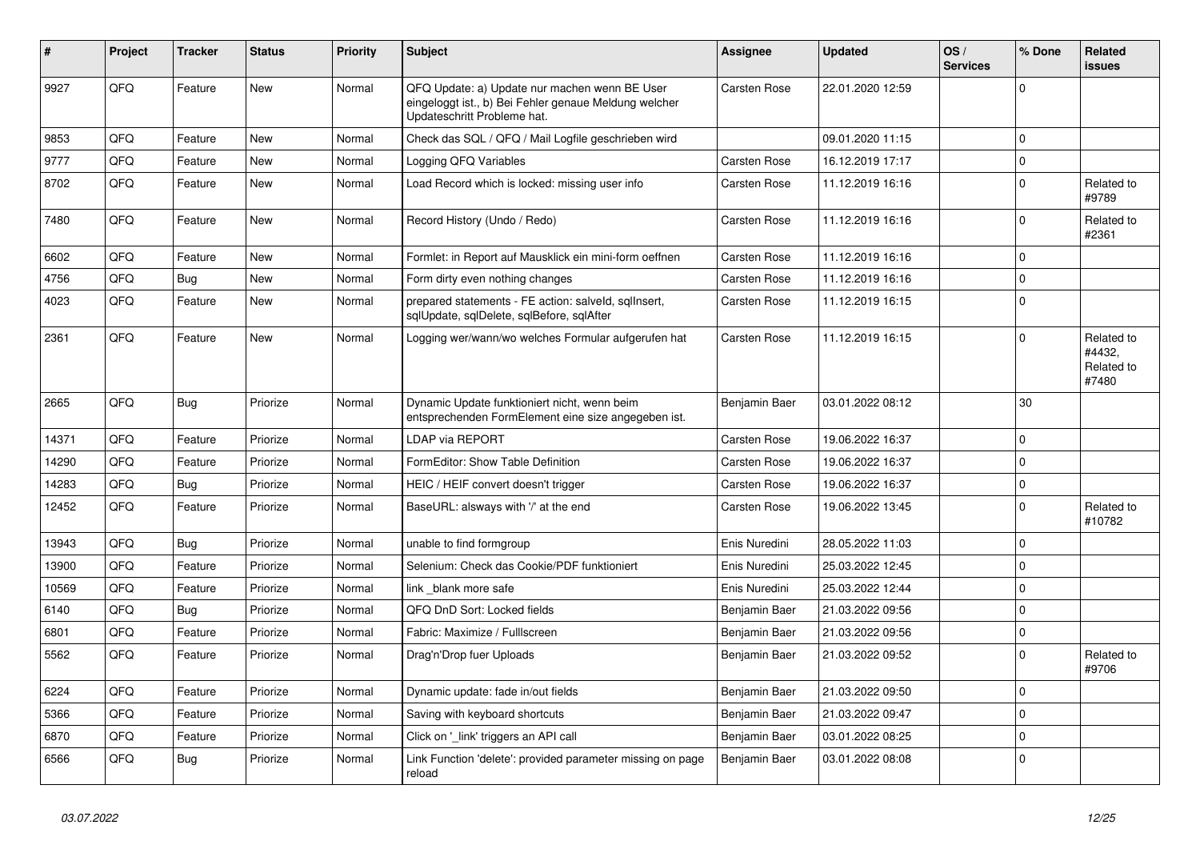| # | Project | Tracker | Status | Priority | Subject | Assignee | Updated | OS / Services | % Done | Related issues |
|---|---|---|---|---|---|---|---|---|---|---|
| 9927 | QFQ | Feature | New | Normal | QFQ Update: a) Update nur machen wenn BE User eingeloggt ist., b) Bei Fehler genaue Meldung welcher Updateschritt Probleme hat. | Carsten Rose | 22.01.2020 12:59 | | 0 | |
| 9853 | QFQ | Feature | New | Normal | Check das SQL / QFQ / Mail Logfile geschrieben wird | | 09.01.2020 11:15 | | 0 | |
| 9777 | QFQ | Feature | New | Normal | Logging QFQ Variables | Carsten Rose | 16.12.2019 17:17 | | 0 | |
| 8702 | QFQ | Feature | New | Normal | Load Record which is locked: missing user info | Carsten Rose | 11.12.2019 16:16 | | 0 | Related to #9789 |
| 7480 | QFQ | Feature | New | Normal | Record History (Undo / Redo) | Carsten Rose | 11.12.2019 16:16 | | 0 | Related to #2361 |
| 6602 | QFQ | Feature | New | Normal | Formlet: in Report auf Mausklick ein mini-form oeffnen | Carsten Rose | 11.12.2019 16:16 | | 0 | |
| 4756 | QFQ | Bug | New | Normal | Form dirty even nothing changes | Carsten Rose | 11.12.2019 16:16 | | 0 | |
| 4023 | QFQ | Feature | New | Normal | prepared statements - FE action: salveld, sqlInsert, sqlUpdate, sqlDelete, sqlBefore, sqlAfter | Carsten Rose | 11.12.2019 16:15 | | 0 | |
| 2361 | QFQ | Feature | New | Normal | Logging wer/wann/wo welches Formular aufgerufen hat | Carsten Rose | 11.12.2019 16:15 | | 0 | Related to #4432, Related to #7480 |
| 2665 | QFQ | Bug | Priorize | Normal | Dynamic Update funktioniert nicht, wenn beim entsprechenden FormElement eine size angegeben ist. | Benjamin Baer | 03.01.2022 08:12 | | 30 | |
| 14371 | QFQ | Feature | Priorize | Normal | LDAP via REPORT | Carsten Rose | 19.06.2022 16:37 | | 0 | |
| 14290 | QFQ | Feature | Priorize | Normal | FormEditor: Show Table Definition | Carsten Rose | 19.06.2022 16:37 | | 0 | |
| 14283 | QFQ | Bug | Priorize | Normal | HEIC / HEIF convert doesn't trigger | Carsten Rose | 19.06.2022 16:37 | | 0 | |
| 12452 | QFQ | Feature | Priorize | Normal | BaseURL: alsways with '/' at the end | Carsten Rose | 19.06.2022 13:45 | | 0 | Related to #10782 |
| 13943 | QFQ | Bug | Priorize | Normal | unable to find formgroup | Enis Nuredini | 28.05.2022 11:03 | | 0 | |
| 13900 | QFQ | Feature | Priorize | Normal | Selenium: Check das Cookie/PDF funktioniert | Enis Nuredini | 25.03.2022 12:45 | | 0 | |
| 10569 | QFQ | Feature | Priorize | Normal | link _blank more safe | Enis Nuredini | 25.03.2022 12:44 | | 0 | |
| 6140 | QFQ | Bug | Priorize | Normal | QFQ DnD Sort: Locked fields | Benjamin Baer | 21.03.2022 09:56 | | 0 | |
| 6801 | QFQ | Feature | Priorize | Normal | Fabric: Maximize / FullIscreen | Benjamin Baer | 21.03.2022 09:56 | | 0 | |
| 5562 | QFQ | Feature | Priorize | Normal | Drag'n'Drop fuer Uploads | Benjamin Baer | 21.03.2022 09:52 | | 0 | Related to #9706 |
| 6224 | QFQ | Feature | Priorize | Normal | Dynamic update: fade in/out fields | Benjamin Baer | 21.03.2022 09:50 | | 0 | |
| 5366 | QFQ | Feature | Priorize | Normal | Saving with keyboard shortcuts | Benjamin Baer | 21.03.2022 09:47 | | 0 | |
| 6870 | QFQ | Feature | Priorize | Normal | Click on '_link' triggers an API call | Benjamin Baer | 03.01.2022 08:25 | | 0 | |
| 6566 | QFQ | Bug | Priorize | Normal | Link Function 'delete': provided parameter missing on page reload | Benjamin Baer | 03.01.2022 08:08 | | 0 | |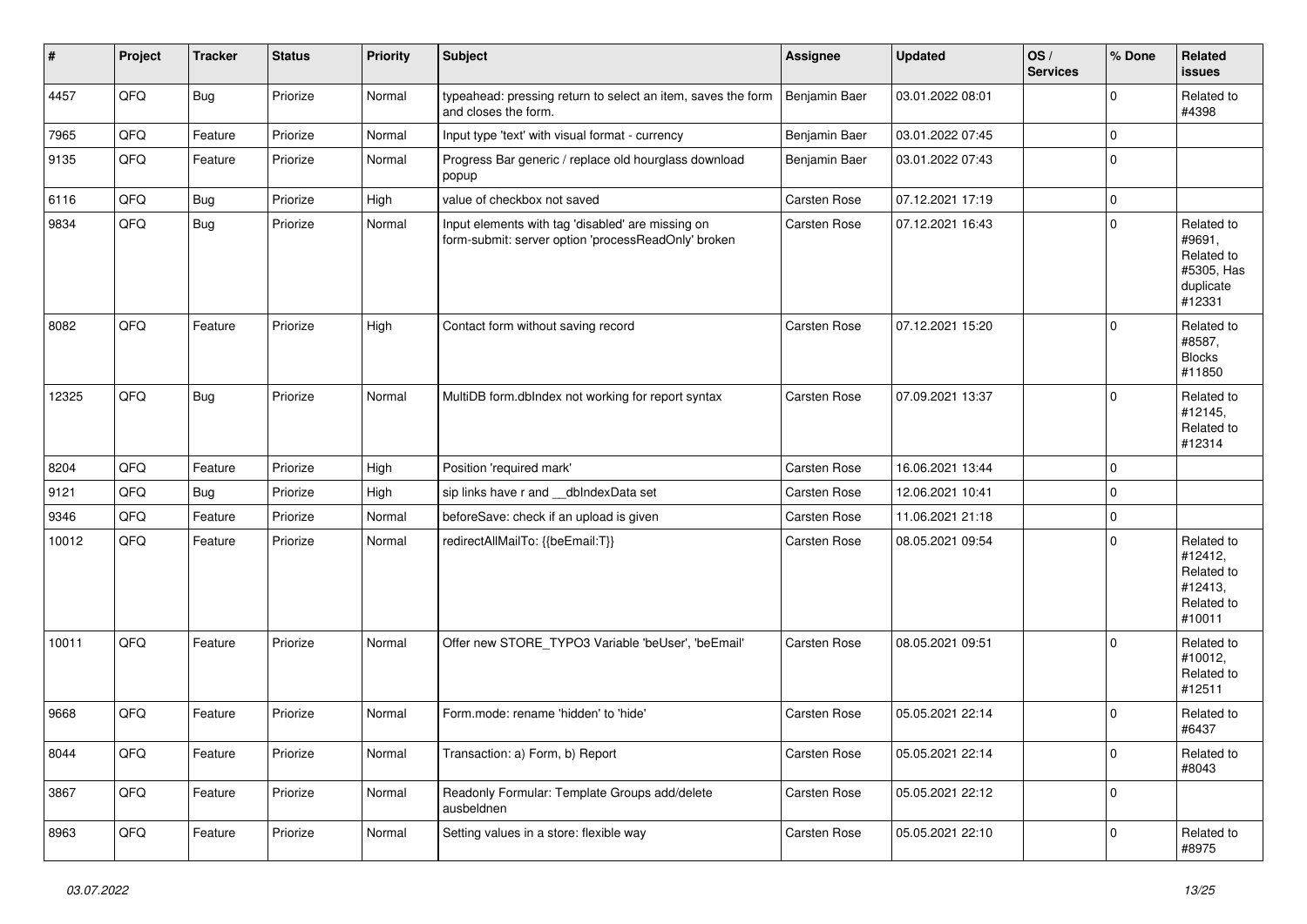| # | Project | Tracker | Status | Priority | Subject | Assignee | Updated | OS / Services | % Done | Related issues |
|---|---|---|---|---|---|---|---|---|---|---|
| 4457 | QFQ | Bug | Priorize | Normal | typeahead: pressing return to select an item, saves the form and closes the form. | Benjamin Baer | 03.01.2022 08:01 | | 0 | Related to #4398 |
| 7965 | QFQ | Feature | Priorize | Normal | Input type 'text' with visual format - currency | Benjamin Baer | 03.01.2022 07:45 | | 0 | |
| 9135 | QFQ | Feature | Priorize | Normal | Progress Bar generic / replace old hourglass download popup | Benjamin Baer | 03.01.2022 07:43 | | 0 | |
| 6116 | QFQ | Bug | Priorize | High | value of checkbox not saved | Carsten Rose | 07.12.2021 17:19 | | 0 | |
| 9834 | QFQ | Bug | Priorize | Normal | Input elements with tag 'disabled' are missing on form-submit: server option 'processReadOnly' broken | Carsten Rose | 07.12.2021 16:43 | | 0 | Related to #9691, Related to #5305, Has duplicate #12331 |
| 8082 | QFQ | Feature | Priorize | High | Contact form without saving record | Carsten Rose | 07.12.2021 15:20 | | 0 | Related to #8587, Blocks #11850 |
| 12325 | QFQ | Bug | Priorize | Normal | MultiDB form.dbIndex not working for report syntax | Carsten Rose | 07.09.2021 13:37 | | 0 | Related to #12145, Related to #12314 |
| 8204 | QFQ | Feature | Priorize | High | Position 'required mark' | Carsten Rose | 16.06.2021 13:44 | | 0 | |
| 9121 | QFQ | Bug | Priorize | High | sip links have r and __dbIndexData set | Carsten Rose | 12.06.2021 10:41 | | 0 | |
| 9346 | QFQ | Feature | Priorize | Normal | beforeSave: check if an upload is given | Carsten Rose | 11.06.2021 21:18 | | 0 | |
| 10012 | QFQ | Feature | Priorize | Normal | redirectAllMailTo: {{beEmail:T}} | Carsten Rose | 08.05.2021 09:54 | | 0 | Related to #12412, Related to #12413, Related to #10011 |
| 10011 | QFQ | Feature | Priorize | Normal | Offer new STORE_TYPO3 Variable 'beUser', 'beEmail' | Carsten Rose | 08.05.2021 09:51 | | 0 | Related to #10012, Related to #12511 |
| 9668 | QFQ | Feature | Priorize | Normal | Form.mode: rename 'hidden' to 'hide' | Carsten Rose | 05.05.2021 22:14 | | 0 | Related to #6437 |
| 8044 | QFQ | Feature | Priorize | Normal | Transaction: a) Form, b) Report | Carsten Rose | 05.05.2021 22:14 | | 0 | Related to #8043 |
| 3867 | QFQ | Feature | Priorize | Normal | Readonly Formular: Template Groups add/delete ausbeldnen | Carsten Rose | 05.05.2021 22:12 | | 0 | |
| 8963 | QFQ | Feature | Priorize | Normal | Setting values in a store: flexible way | Carsten Rose | 05.05.2021 22:10 | | 0 | Related to #8975 |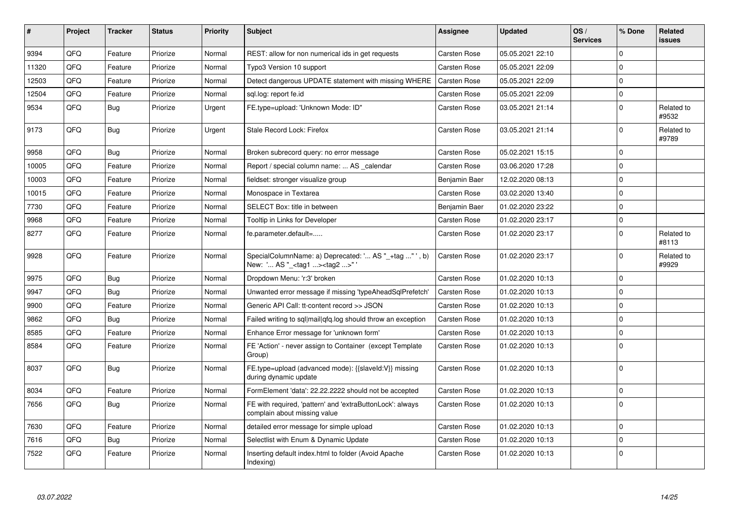| # | Project | Tracker | Status | Priority | Subject | Assignee | Updated | OS / Services | % Done | Related issues |
|---|---|---|---|---|---|---|---|---|---|---|
| 9394 | QFQ | Feature | Priorize | Normal | REST: allow for non numerical ids in get requests | Carsten Rose | 05.05.2021 22:10 | | 0 | |
| 11320 | QFQ | Feature | Priorize | Normal | Typo3 Version 10 support | Carsten Rose | 05.05.2021 22:09 | | 0 | |
| 12503 | QFQ | Feature | Priorize | Normal | Detect dangerous UPDATE statement with missing WHERE | Carsten Rose | 05.05.2021 22:09 | | 0 | |
| 12504 | QFQ | Feature | Priorize | Normal | sql.log: report fe.id | Carsten Rose | 05.05.2021 22:09 | | 0 | |
| 9534 | QFQ | Bug | Priorize | Urgent | FE.type=upload: 'Unknown Mode: ID" | Carsten Rose | 03.05.2021 21:14 | | 0 | Related to #9532 |
| 9173 | QFQ | Bug | Priorize | Urgent | Stale Record Lock: Firefox | Carsten Rose | 03.05.2021 21:14 | | 0 | Related to #9789 |
| 9958 | QFQ | Bug | Priorize | Normal | Broken subrecord query: no error message | Carsten Rose | 05.02.2021 15:15 | | 0 | |
| 10005 | QFQ | Feature | Priorize | Normal | Report / special column name: ... AS _calendar | Carsten Rose | 03.06.2020 17:28 | | 0 | |
| 10003 | QFQ | Feature | Priorize | Normal | fieldset: stronger visualize group | Benjamin Baer | 12.02.2020 08:13 | | 0 | |
| 10015 | QFQ | Feature | Priorize | Normal | Monospace in Textarea | Carsten Rose | 03.02.2020 13:40 | | 0 | |
| 7730 | QFQ | Feature | Priorize | Normal | SELECT Box: title in between | Benjamin Baer | 01.02.2020 23:22 | | 0 | |
| 9968 | QFQ | Feature | Priorize | Normal | Tooltip in Links for Developer | Carsten Rose | 01.02.2020 23:17 | | 0 | |
| 8277 | QFQ | Feature | Priorize | Normal | fe.parameter.default=..... | Carsten Rose | 01.02.2020 23:17 | | 0 | Related to #8113 |
| 9928 | QFQ | Feature | Priorize | Normal | SpecialColumnName: a) Deprecated: '... AS "_+tag ..." ', b) New: '... AS "_<tag1 ...><tag2 ...>" ' | Carsten Rose | 01.02.2020 23:17 | | 0 | Related to #9929 |
| 9975 | QFQ | Bug | Priorize | Normal | Dropdown Menu: 'r:3' broken | Carsten Rose | 01.02.2020 10:13 | | 0 | |
| 9947 | QFQ | Bug | Priorize | Normal | Unwanted error message if missing 'typeAheadSqlPrefetch' | Carsten Rose | 01.02.2020 10:13 | | 0 | |
| 9900 | QFQ | Feature | Priorize | Normal | Generic API Call: tt-content record >> JSON | Carsten Rose | 01.02.2020 10:13 | | 0 | |
| 9862 | QFQ | Bug | Priorize | Normal | Failed writing to sql\|mail\|qfq.log should throw an exception | Carsten Rose | 01.02.2020 10:13 | | 0 | |
| 8585 | QFQ | Feature | Priorize | Normal | Enhance Error message for 'unknown form' | Carsten Rose | 01.02.2020 10:13 | | 0 | |
| 8584 | QFQ | Feature | Priorize | Normal | FE 'Action' - never assign to Container (except Template Group) | Carsten Rose | 01.02.2020 10:13 | | 0 | |
| 8037 | QFQ | Bug | Priorize | Normal | FE.type=upload (advanced mode): {{slaveId:V}} missing during dynamic update | Carsten Rose | 01.02.2020 10:13 | | 0 | |
| 8034 | QFQ | Feature | Priorize | Normal | FormElement 'data': 22.22.2222 should not be accepted | Carsten Rose | 01.02.2020 10:13 | | 0 | |
| 7656 | QFQ | Bug | Priorize | Normal | FE with required, 'pattern' and 'extraButtonLock': always complain about missing value | Carsten Rose | 01.02.2020 10:13 | | 0 | |
| 7630 | QFQ | Feature | Priorize | Normal | detailed error message for simple upload | Carsten Rose | 01.02.2020 10:13 | | 0 | |
| 7616 | QFQ | Bug | Priorize | Normal | Selectlist with Enum & Dynamic Update | Carsten Rose | 01.02.2020 10:13 | | 0 | |
| 7522 | QFQ | Feature | Priorize | Normal | Inserting default index.html to folder (Avoid Apache Indexing) | Carsten Rose | 01.02.2020 10:13 | | 0 | |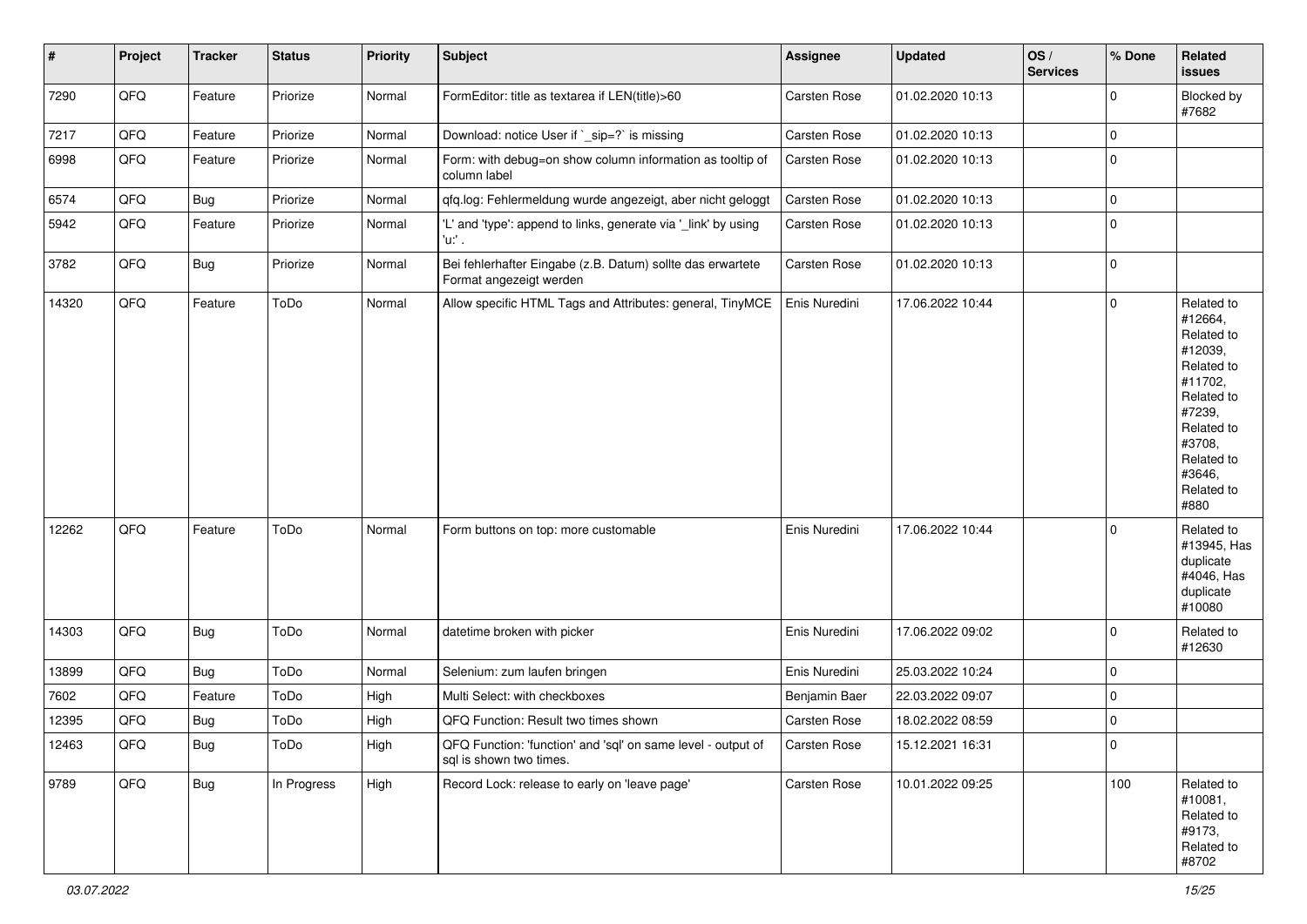| # | Project | Tracker | Status | Priority | Subject | Assignee | Updated | OS / Services | % Done | Related issues |
|---|---|---|---|---|---|---|---|---|---|---|
| 7290 | QFQ | Feature | Priorize | Normal | FormEditor: title as textarea if LEN(title)>60 | Carsten Rose | 01.02.2020 10:13 | | 0 | Blocked by #7682 |
| 7217 | QFQ | Feature | Priorize | Normal | Download: notice User if `_sip=?` is missing | Carsten Rose | 01.02.2020 10:13 | | 0 | |
| 6998 | QFQ | Feature | Priorize | Normal | Form: with debug=on show column information as tooltip of column label | Carsten Rose | 01.02.2020 10:13 | | 0 | |
| 6574 | QFQ | Bug | Priorize | Normal | qfq.log: Fehlermeldung wurde angezeigt, aber nicht geloggt | Carsten Rose | 01.02.2020 10:13 | | 0 | |
| 5942 | QFQ | Feature | Priorize | Normal | 'L' and 'type': append to links, generate via '_link' by using 'u:' . | Carsten Rose | 01.02.2020 10:13 | | 0 | |
| 3782 | QFQ | Bug | Priorize | Normal | Bei fehlerhafter Eingabe (z.B. Datum) sollte das erwartete Format angezeigt werden | Carsten Rose | 01.02.2020 10:13 | | 0 | |
| 14320 | QFQ | Feature | ToDo | Normal | Allow specific HTML Tags and Attributes: general, TinyMCE | Enis Nuredini | 17.06.2022 10:44 | | 0 | Related to #12664, Related to #12039, Related to #11702, Related to #7239, Related to #3708, Related to #3646, Related to #880 |
| 12262 | QFQ | Feature | ToDo | Normal | Form buttons on top: more customable | Enis Nuredini | 17.06.2022 10:44 | | 0 | Related to #13945, Has duplicate #4046, Has duplicate #10080 |
| 14303 | QFQ | Bug | ToDo | Normal | datetime broken with picker | Enis Nuredini | 17.06.2022 09:02 | | 0 | Related to #12630 |
| 13899 | QFQ | Bug | ToDo | Normal | Selenium: zum laufen bringen | Enis Nuredini | 25.03.2022 10:24 | | 0 | |
| 7602 | QFQ | Feature | ToDo | High | Multi Select: with checkboxes | Benjamin Baer | 22.03.2022 09:07 | | 0 | |
| 12395 | QFQ | Bug | ToDo | High | QFQ Function: Result two times shown | Carsten Rose | 18.02.2022 08:59 | | 0 | |
| 12463 | QFQ | Bug | ToDo | High | QFQ Function: 'function' and 'sql' on same level - output of sql is shown two times. | Carsten Rose | 15.12.2021 16:31 | | 0 | |
| 9789 | QFQ | Bug | In Progress | High | Record Lock: release to early on 'leave page' | Carsten Rose | 10.01.2022 09:25 | | 100 | Related to #10081, Related to #9173, Related to #8702 |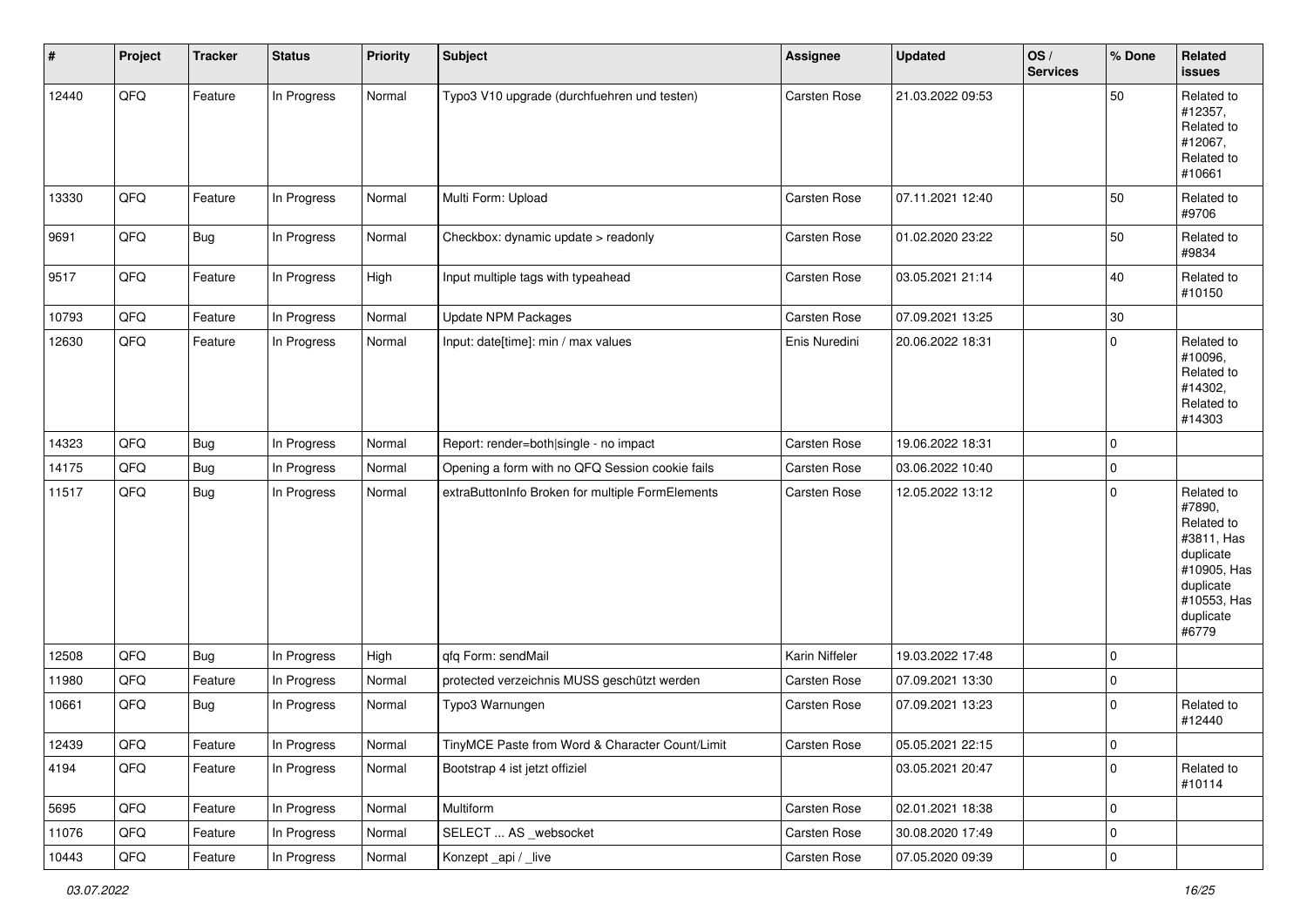| # | Project | Tracker | Status | Priority | Subject | Assignee | Updated | OS / Services | % Done | Related issues |
|---|---|---|---|---|---|---|---|---|---|---|
| 12440 | QFQ | Feature | In Progress | Normal | Typo3 V10 upgrade (durchfuehren und testen) | Carsten Rose | 21.03.2022 09:53 | | 50 | Related to #12357, Related to #12067, Related to #10661 |
| 13330 | QFQ | Feature | In Progress | Normal | Multi Form: Upload | Carsten Rose | 07.11.2021 12:40 | | 50 | Related to #9706 |
| 9691 | QFQ | Bug | In Progress | Normal | Checkbox: dynamic update > readonly | Carsten Rose | 01.02.2020 23:22 | | 50 | Related to #9834 |
| 9517 | QFQ | Feature | In Progress | High | Input multiple tags with typeahead | Carsten Rose | 03.05.2021 21:14 | | 40 | Related to #10150 |
| 10793 | QFQ | Feature | In Progress | Normal | Update NPM Packages | Carsten Rose | 07.09.2021 13:25 | | 30 | |
| 12630 | QFQ | Feature | In Progress | Normal | Input: date[time]: min / max values | Enis Nuredini | 20.06.2022 18:31 | | 0 | Related to #10096, Related to #14302, Related to #14303 |
| 14323 | QFQ | Bug | In Progress | Normal | Report: render=both\|single - no impact | Carsten Rose | 19.06.2022 18:31 | | 0 | |
| 14175 | QFQ | Bug | In Progress | Normal | Opening a form with no QFQ Session cookie fails | Carsten Rose | 03.06.2022 10:40 | | 0 | |
| 11517 | QFQ | Bug | In Progress | Normal | extraButtonInfo Broken for multiple FormElements | Carsten Rose | 12.05.2022 13:12 | | 0 | Related to #7890, Related to #3811, Has duplicate #10905, Has duplicate #10553, Has duplicate #6779 |
| 12508 | QFQ | Bug | In Progress | High | qfq Form: sendMail | Karin Niffeler | 19.03.2022 17:48 | | 0 | |
| 11980 | QFQ | Feature | In Progress | Normal | protected verzeichnis MUSS geschützt werden | Carsten Rose | 07.09.2021 13:30 | | 0 | |
| 10661 | QFQ | Bug | In Progress | Normal | Typo3 Warnungen | Carsten Rose | 07.09.2021 13:23 | | 0 | Related to #12440 |
| 12439 | QFQ | Feature | In Progress | Normal | TinyMCE Paste from Word & Character Count/Limit | Carsten Rose | 05.05.2021 22:15 | | 0 | |
| 4194 | QFQ | Feature | In Progress | Normal | Bootstrap 4 ist jetzt offiziel | | 03.05.2021 20:47 | | 0 | Related to #10114 |
| 5695 | QFQ | Feature | In Progress | Normal | Multiform | Carsten Rose | 02.01.2021 18:38 | | 0 | |
| 11076 | QFQ | Feature | In Progress | Normal | SELECT ... AS _websocket | Carsten Rose | 30.08.2020 17:49 | | 0 | |
| 10443 | QFQ | Feature | In Progress | Normal | Konzept _api / _live | Carsten Rose | 07.05.2020 09:39 | | 0 | |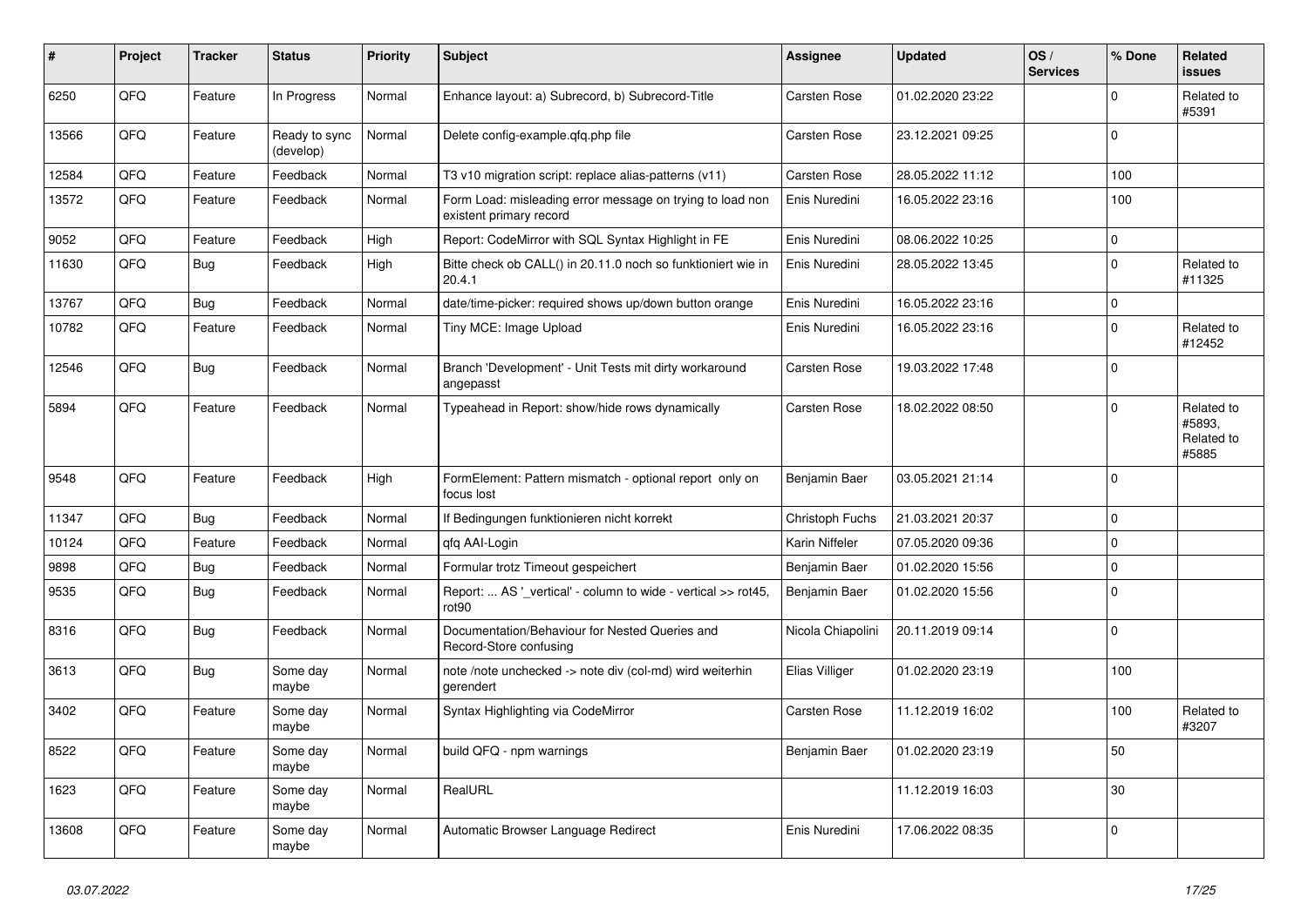| # | Project | Tracker | Status | Priority | Subject | Assignee | Updated | OS / Services | % Done | Related issues |
|---|---|---|---|---|---|---|---|---|---|---|
| 6250 | QFQ | Feature | In Progress | Normal | Enhance layout: a) Subrecord, b) Subrecord-Title | Carsten Rose | 01.02.2020 23:22 | | 0 | Related to #5391 |
| 13566 | QFQ | Feature | Ready to sync (develop) | Normal | Delete config-example.qfq.php file | Carsten Rose | 23.12.2021 09:25 | | 0 | |
| 12584 | QFQ | Feature | Feedback | Normal | T3 v10 migration script: replace alias-patterns (v11) | Carsten Rose | 28.05.2022 11:12 | | 100 | |
| 13572 | QFQ | Feature | Feedback | Normal | Form Load: misleading error message on trying to load non existent primary record | Enis Nuredini | 16.05.2022 23:16 | | 100 | |
| 9052 | QFQ | Feature | Feedback | High | Report: CodeMirror with SQL Syntax Highlight in FE | Enis Nuredini | 08.06.2022 10:25 | | 0 | |
| 11630 | QFQ | Bug | Feedback | High | Bitte check ob CALL() in 20.11.0 noch so funktioniert wie in 20.4.1 | Enis Nuredini | 28.05.2022 13:45 | | 0 | Related to #11325 |
| 13767 | QFQ | Bug | Feedback | Normal | date/time-picker: required shows up/down button orange | Enis Nuredini | 16.05.2022 23:16 | | 0 | |
| 10782 | QFQ | Feature | Feedback | Normal | Tiny MCE: Image Upload | Enis Nuredini | 16.05.2022 23:16 | | 0 | Related to #12452 |
| 12546 | QFQ | Bug | Feedback | Normal | Branch 'Development' - Unit Tests mit dirty workaround angepasst | Carsten Rose | 19.03.2022 17:48 | | 0 | |
| 5894 | QFQ | Feature | Feedback | Normal | Typeahead in Report: show/hide rows dynamically | Carsten Rose | 18.02.2022 08:50 | | 0 | Related to #5893, Related to #5885 |
| 9548 | QFQ | Feature | Feedback | High | FormElement: Pattern mismatch - optional report only on focus lost | Benjamin Baer | 03.05.2021 21:14 | | 0 | |
| 11347 | QFQ | Bug | Feedback | Normal | If Bedingungen funktionieren nicht korrekt | Christoph Fuchs | 21.03.2021 20:37 | | 0 | |
| 10124 | QFQ | Feature | Feedback | Normal | qfq AAI-Login | Karin Niffeler | 07.05.2020 09:36 | | 0 | |
| 9898 | QFQ | Bug | Feedback | Normal | Formular trotz Timeout gespeichert | Benjamin Baer | 01.02.2020 15:56 | | 0 | |
| 9535 | QFQ | Bug | Feedback | Normal | Report: ... AS '_vertical' - column to wide - vertical >> rot45, rot90 | Benjamin Baer | 01.02.2020 15:56 | | 0 | |
| 8316 | QFQ | Bug | Feedback | Normal | Documentation/Behaviour for Nested Queries and Record-Store confusing | Nicola Chiapolini | 20.11.2019 09:14 | | 0 | |
| 3613 | QFQ | Bug | Some day maybe | Normal | note /note unchecked -> note div (col-md) wird weiterhin gerendert | Elias Villiger | 01.02.2020 23:19 | | 100 | |
| 3402 | QFQ | Feature | Some day maybe | Normal | Syntax Highlighting via CodeMirror | Carsten Rose | 11.12.2019 16:02 | | 100 | Related to #3207 |
| 8522 | QFQ | Feature | Some day maybe | Normal | build QFQ - npm warnings | Benjamin Baer | 01.02.2020 23:19 | | 50 | |
| 1623 | QFQ | Feature | Some day maybe | Normal | RealURL | | 11.12.2019 16:03 | | 30 | |
| 13608 | QFQ | Feature | Some day maybe | Normal | Automatic Browser Language Redirect | Enis Nuredini | 17.06.2022 08:35 | | 0 | |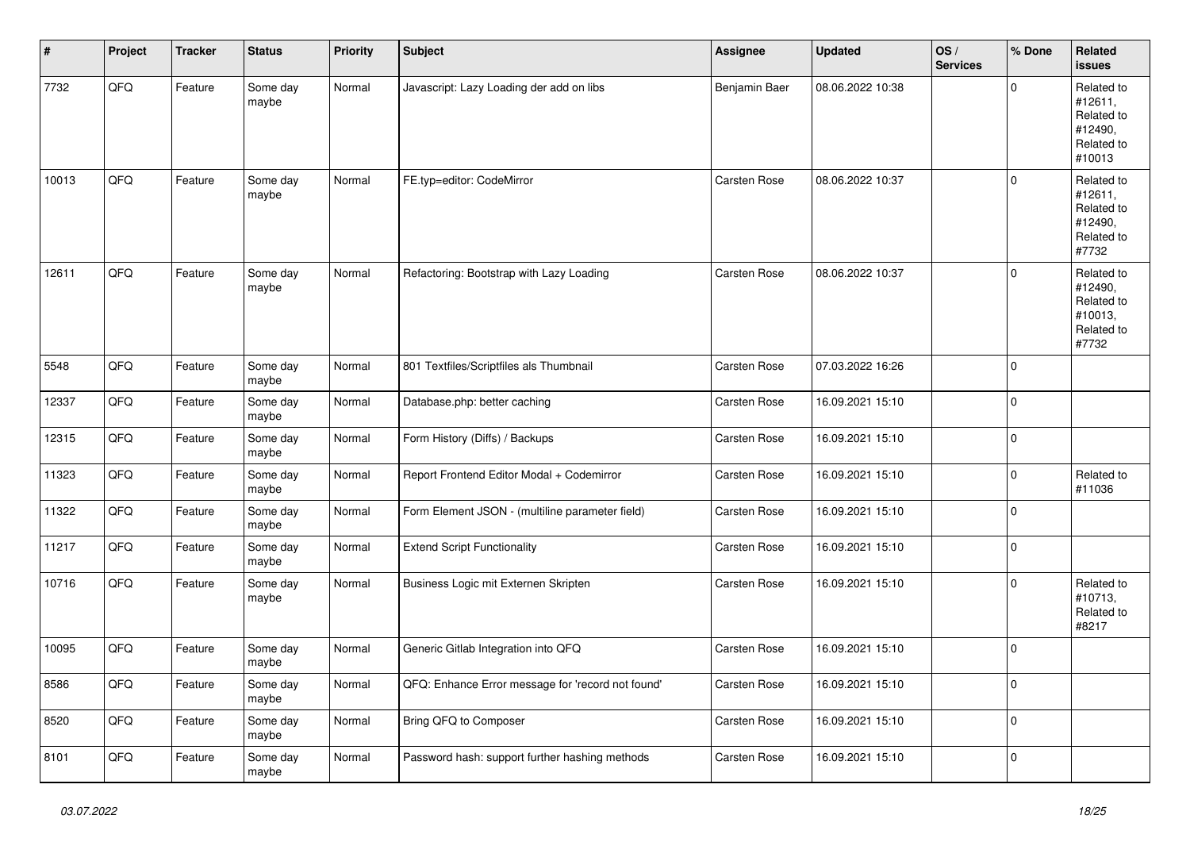| # | Project | Tracker | Status | Priority | Subject | Assignee | Updated | OS / Services | % Done | Related issues |
|---|---|---|---|---|---|---|---|---|---|---|
| 7732 | QFQ | Feature | Some day maybe | Normal | Javascript: Lazy Loading der add on libs | Benjamin Baer | 08.06.2022 10:38 | | 0 | Related to #12611, Related to #12490, Related to #10013 |
| 10013 | QFQ | Feature | Some day maybe | Normal | FE.typ=editor: CodeMirror | Carsten Rose | 08.06.2022 10:37 | | 0 | Related to #12611, Related to #12490, Related to #7732 |
| 12611 | QFQ | Feature | Some day maybe | Normal | Refactoring: Bootstrap with Lazy Loading | Carsten Rose | 08.06.2022 10:37 | | 0 | Related to #12490, Related to #10013, Related to #7732 |
| 5548 | QFQ | Feature | Some day maybe | Normal | 801 Textfiles/Scriptfiles als Thumbnail | Carsten Rose | 07.03.2022 16:26 | | 0 | |
| 12337 | QFQ | Feature | Some day maybe | Normal | Database.php: better caching | Carsten Rose | 16.09.2021 15:10 | | 0 | |
| 12315 | QFQ | Feature | Some day maybe | Normal | Form History (Diffs) / Backups | Carsten Rose | 16.09.2021 15:10 | | 0 | |
| 11323 | QFQ | Feature | Some day maybe | Normal | Report Frontend Editor Modal + Codemirror | Carsten Rose | 16.09.2021 15:10 | | 0 | Related to #11036 |
| 11322 | QFQ | Feature | Some day maybe | Normal | Form Element JSON - (multiline parameter field) | Carsten Rose | 16.09.2021 15:10 | | 0 | |
| 11217 | QFQ | Feature | Some day maybe | Normal | Extend Script Functionality | Carsten Rose | 16.09.2021 15:10 | | 0 | |
| 10716 | QFQ | Feature | Some day maybe | Normal | Business Logic mit Externen Skripten | Carsten Rose | 16.09.2021 15:10 | | 0 | Related to #10713, Related to #8217 |
| 10095 | QFQ | Feature | Some day maybe | Normal | Generic Gitlab Integration into QFQ | Carsten Rose | 16.09.2021 15:10 | | 0 | |
| 8586 | QFQ | Feature | Some day maybe | Normal | QFQ: Enhance Error message for 'record not found' | Carsten Rose | 16.09.2021 15:10 | | 0 | |
| 8520 | QFQ | Feature | Some day maybe | Normal | Bring QFQ to Composer | Carsten Rose | 16.09.2021 15:10 | | 0 | |
| 8101 | QFQ | Feature | Some day maybe | Normal | Password hash: support further hashing methods | Carsten Rose | 16.09.2021 15:10 | | 0 | |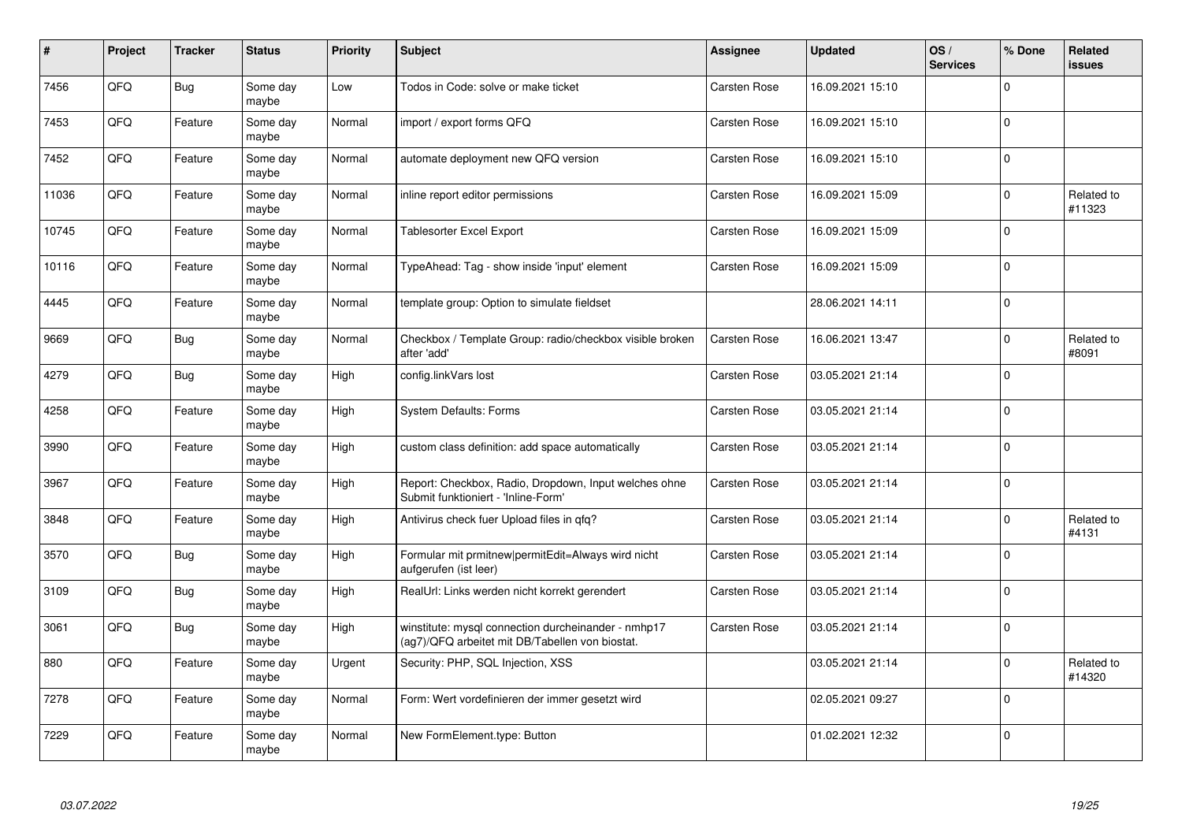| # | Project | Tracker | Status | Priority | Subject | Assignee | Updated | OS / Services | % Done | Related issues |
|---|---|---|---|---|---|---|---|---|---|---|
| 7456 | QFQ | Bug | Some day maybe | Low | Todos in Code: solve or make ticket | Carsten Rose | 16.09.2021 15:10 | | 0 | |
| 7453 | QFQ | Feature | Some day maybe | Normal | import / export forms QFQ | Carsten Rose | 16.09.2021 15:10 | | 0 | |
| 7452 | QFQ | Feature | Some day maybe | Normal | automate deployment new QFQ version | Carsten Rose | 16.09.2021 15:10 | | 0 | |
| 11036 | QFQ | Feature | Some day maybe | Normal | inline report editor permissions | Carsten Rose | 16.09.2021 15:09 | | 0 | Related to #11323 |
| 10745 | QFQ | Feature | Some day maybe | Normal | Tablesorter Excel Export | Carsten Rose | 16.09.2021 15:09 | | 0 | |
| 10116 | QFQ | Feature | Some day maybe | Normal | TypeAhead: Tag - show inside 'input' element | Carsten Rose | 16.09.2021 15:09 | | 0 | |
| 4445 | QFQ | Feature | Some day maybe | Normal | template group: Option to simulate fieldset | | 28.06.2021 14:11 | | 0 | |
| 9669 | QFQ | Bug | Some day maybe | Normal | Checkbox / Template Group: radio/checkbox visible broken after 'add' | Carsten Rose | 16.06.2021 13:47 | | 0 | Related to #8091 |
| 4279 | QFQ | Bug | Some day maybe | High | config.linkVars lost | Carsten Rose | 03.05.2021 21:14 | | 0 | |
| 4258 | QFQ | Feature | Some day maybe | High | System Defaults: Forms | Carsten Rose | 03.05.2021 21:14 | | 0 | |
| 3990 | QFQ | Feature | Some day maybe | High | custom class definition: add space automatically | Carsten Rose | 03.05.2021 21:14 | | 0 | |
| 3967 | QFQ | Feature | Some day maybe | High | Report: Checkbox, Radio, Dropdown, Input welches ohne Submit funktioniert - 'Inline-Form' | Carsten Rose | 03.05.2021 21:14 | | 0 | |
| 3848 | QFQ | Feature | Some day maybe | High | Antivirus check fuer Upload files in qfq? | Carsten Rose | 03.05.2021 21:14 | | 0 | Related to #4131 |
| 3570 | QFQ | Bug | Some day maybe | High | Formular mit prmitnew|permitEdit=Always wird nicht aufgerufen (ist leer) | Carsten Rose | 03.05.2021 21:14 | | 0 | |
| 3109 | QFQ | Bug | Some day maybe | High | RealUrl: Links werden nicht korrekt gerendert | Carsten Rose | 03.05.2021 21:14 | | 0 | |
| 3061 | QFQ | Bug | Some day maybe | High | winstitute: mysql connection durcheinander - nmhp17 (ag7)/QFQ arbeitet mit DB/Tabellen von biostat. | Carsten Rose | 03.05.2021 21:14 | | 0 | |
| 880 | QFQ | Feature | Some day maybe | Urgent | Security: PHP, SQL Injection, XSS | | 03.05.2021 21:14 | | 0 | Related to #14320 |
| 7278 | QFQ | Feature | Some day maybe | Normal | Form: Wert vordefinieren der immer gesetzt wird | | 02.05.2021 09:27 | | 0 | |
| 7229 | QFQ | Feature | Some day maybe | Normal | New FormElement.type: Button | | 01.02.2021 12:32 | | 0 | |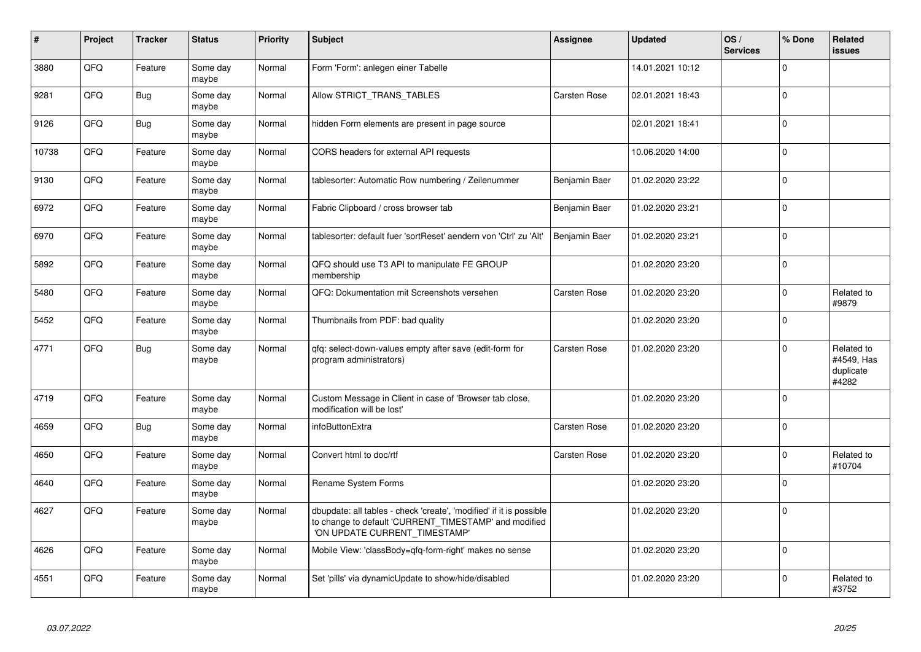| # | Project | Tracker | Status | Priority | Subject | Assignee | Updated | OS / Services | % Done | Related issues |
|---|---|---|---|---|---|---|---|---|---|---|
| 3880 | QFQ | Feature | Some day maybe | Normal | Form 'Form': anlegen einer Tabelle | | 14.01.2021 10:12 | | 0 | |
| 9281 | QFQ | Bug | Some day maybe | Normal | Allow STRICT_TRANS_TABLES | Carsten Rose | 02.01.2021 18:43 | | 0 | |
| 9126 | QFQ | Bug | Some day maybe | Normal | hidden Form elements are present in page source | | 02.01.2021 18:41 | | 0 | |
| 10738 | QFQ | Feature | Some day maybe | Normal | CORS headers for external API requests | | 10.06.2020 14:00 | | 0 | |
| 9130 | QFQ | Feature | Some day maybe | Normal | tablesorter: Automatic Row numbering / Zeilenummer | Benjamin Baer | 01.02.2020 23:22 | | 0 | |
| 6972 | QFQ | Feature | Some day maybe | Normal | Fabric Clipboard / cross browser tab | Benjamin Baer | 01.02.2020 23:21 | | 0 | |
| 6970 | QFQ | Feature | Some day maybe | Normal | tablesorter: default fuer 'sortReset' aendern von 'Ctrl' zu 'Alt' | Benjamin Baer | 01.02.2020 23:21 | | 0 | |
| 5892 | QFQ | Feature | Some day maybe | Normal | QFQ should use T3 API to manipulate FE GROUP membership | | 01.02.2020 23:20 | | 0 | |
| 5480 | QFQ | Feature | Some day maybe | Normal | QFQ: Dokumentation mit Screenshots versehen | Carsten Rose | 01.02.2020 23:20 | | 0 | Related to #9879 |
| 5452 | QFQ | Feature | Some day maybe | Normal | Thumbnails from PDF: bad quality | | 01.02.2020 23:20 | | 0 | |
| 4771 | QFQ | Bug | Some day maybe | Normal | qfq: select-down-values empty after save (edit-form for program administrators) | Carsten Rose | 01.02.2020 23:20 | | 0 | Related to #4549, Has duplicate #4282 |
| 4719 | QFQ | Feature | Some day maybe | Normal | Custom Message in Client in case of 'Browser tab close, modification will be lost' | | 01.02.2020 23:20 | | 0 | |
| 4659 | QFQ | Bug | Some day maybe | Normal | infoButtonExtra | Carsten Rose | 01.02.2020 23:20 | | 0 | |
| 4650 | QFQ | Feature | Some day maybe | Normal | Convert html to doc/rtf | Carsten Rose | 01.02.2020 23:20 | | 0 | Related to #10704 |
| 4640 | QFQ | Feature | Some day maybe | Normal | Rename System Forms | | 01.02.2020 23:20 | | 0 | |
| 4627 | QFQ | Feature | Some day maybe | Normal | dbupdate: all tables - check 'create', 'modified' if it is possible to change to default 'CURRENT_TIMESTAMP' and modified 'ON UPDATE CURRENT_TIMESTAMP' | | 01.02.2020 23:20 | | 0 | |
| 4626 | QFQ | Feature | Some day maybe | Normal | Mobile View: 'classBody=qfq-form-right' makes no sense | | 01.02.2020 23:20 | | 0 | |
| 4551 | QFQ | Feature | Some day maybe | Normal | Set 'pills' via dynamicUpdate to show/hide/disabled | | 01.02.2020 23:20 | | 0 | Related to #3752 |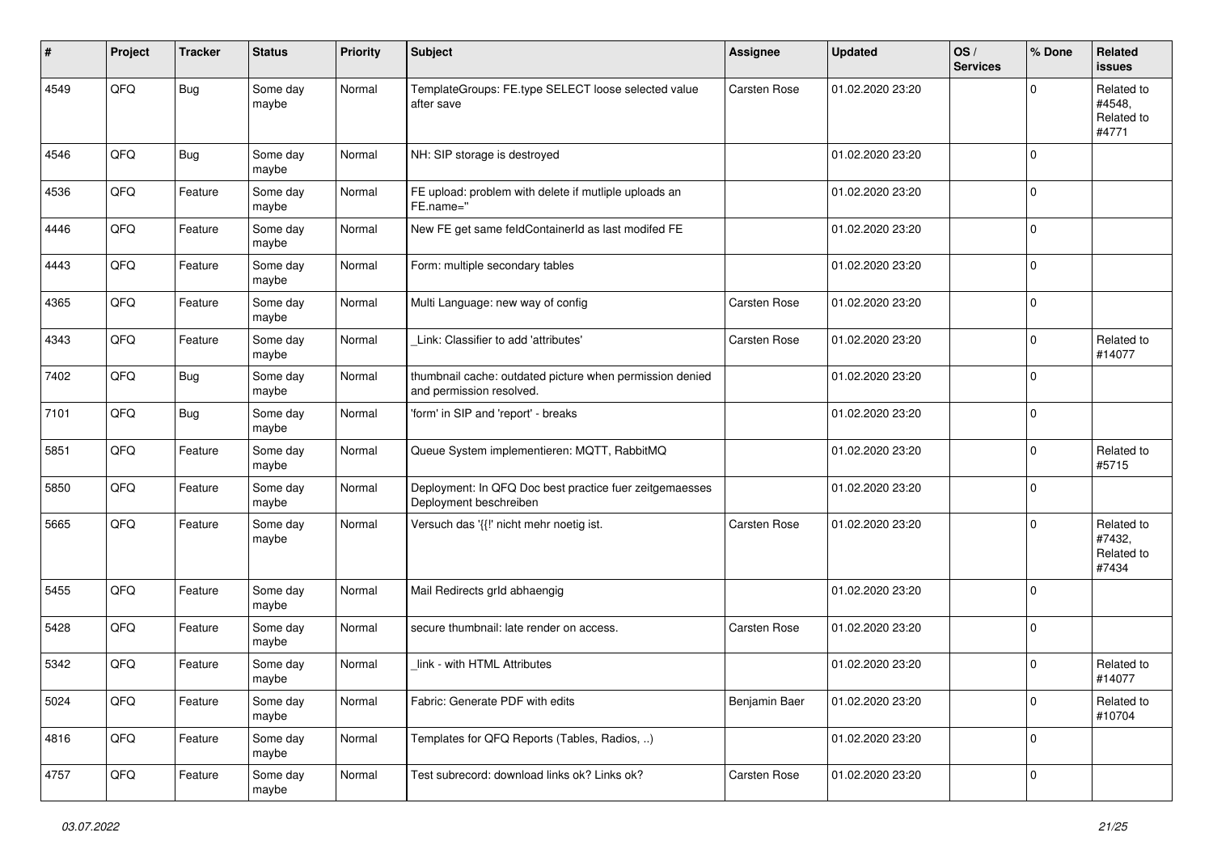| # | Project | Tracker | Status | Priority | Subject | Assignee | Updated | OS / Services | % Done | Related issues |
|---|---|---|---|---|---|---|---|---|---|---|
| 4549 | QFQ | Bug | Some day maybe | Normal | TemplateGroups: FE.type SELECT loose selected value after save | Carsten Rose | 01.02.2020 23:20 | | 0 | Related to #4548, Related to #4771 |
| 4546 | QFQ | Bug | Some day maybe | Normal | NH: SIP storage is destroyed | | 01.02.2020 23:20 | | 0 | |
| 4536 | QFQ | Feature | Some day maybe | Normal | FE upload: problem with delete if mutliple uploads an FE.name=" | | 01.02.2020 23:20 | | 0 | |
| 4446 | QFQ | Feature | Some day maybe | Normal | New FE get same feldContainerId as last modifed FE | | 01.02.2020 23:20 | | 0 | |
| 4443 | QFQ | Feature | Some day maybe | Normal | Form: multiple secondary tables | | 01.02.2020 23:20 | | 0 | |
| 4365 | QFQ | Feature | Some day maybe | Normal | Multi Language: new way of config | Carsten Rose | 01.02.2020 23:20 | | 0 | |
| 4343 | QFQ | Feature | Some day maybe | Normal | _Link: Classifier to add 'attributes' | Carsten Rose | 01.02.2020 23:20 | | 0 | Related to #14077 |
| 7402 | QFQ | Bug | Some day maybe | Normal | thumbnail cache: outdated picture when permission denied and permission resolved. | | 01.02.2020 23:20 | | 0 | |
| 7101 | QFQ | Bug | Some day maybe | Normal | 'form' in SIP and 'report' - breaks | | 01.02.2020 23:20 | | 0 | |
| 5851 | QFQ | Feature | Some day maybe | Normal | Queue System implementieren: MQTT, RabbitMQ | | 01.02.2020 23:20 | | 0 | Related to #5715 |
| 5850 | QFQ | Feature | Some day maybe | Normal | Deployment: In QFQ Doc best practice fuer zeitgemaesses Deployment beschreiben | | 01.02.2020 23:20 | | 0 | |
| 5665 | QFQ | Feature | Some day maybe | Normal | Versuch das '{{!' nicht mehr noetig ist. | Carsten Rose | 01.02.2020 23:20 | | 0 | Related to #7432, Related to #7434 |
| 5455 | QFQ | Feature | Some day maybe | Normal | Mail Redirects grId abhaengig | | 01.02.2020 23:20 | | 0 | |
| 5428 | QFQ | Feature | Some day maybe | Normal | secure thumbnail: late render on access. | Carsten Rose | 01.02.2020 23:20 | | 0 | |
| 5342 | QFQ | Feature | Some day maybe | Normal | _link - with HTML Attributes | | 01.02.2020 23:20 | | 0 | Related to #14077 |
| 5024 | QFQ | Feature | Some day maybe | Normal | Fabric: Generate PDF with edits | Benjamin Baer | 01.02.2020 23:20 | | 0 | Related to #10704 |
| 4816 | QFQ | Feature | Some day maybe | Normal | Templates for QFQ Reports (Tables, Radios, ..) | | 01.02.2020 23:20 | | 0 | |
| 4757 | QFQ | Feature | Some day maybe | Normal | Test subrecord: download links ok? Links ok? | Carsten Rose | 01.02.2020 23:20 | | 0 | |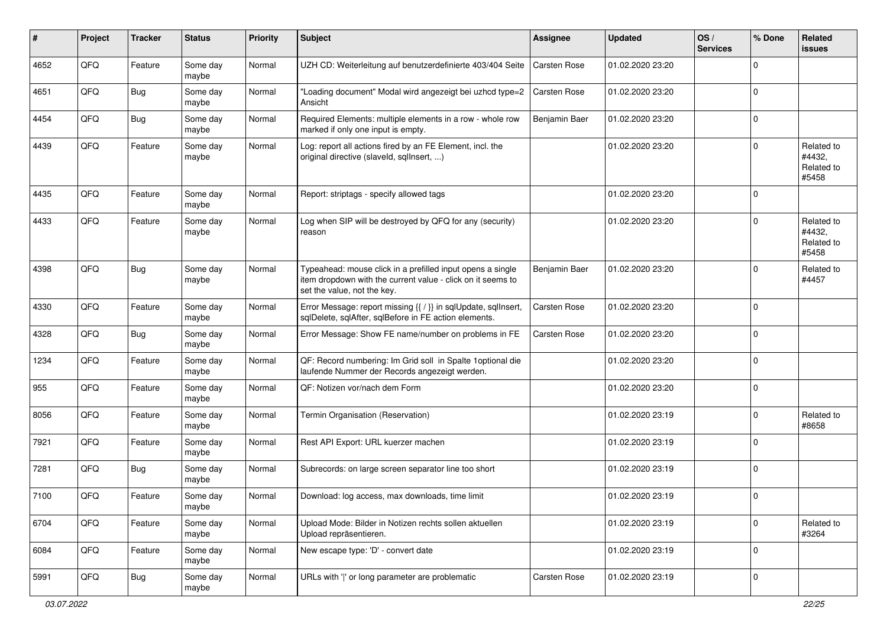| # | Project | Tracker | Status | Priority | Subject | Assignee | Updated | OS / Services | % Done | Related issues |
|---|---|---|---|---|---|---|---|---|---|---|
| 4652 | QFQ | Feature | Some day maybe | Normal | UZH CD: Weiterleitung auf benutzerdefinierte 403/404 Seite | Carsten Rose | 01.02.2020 23:20 | | 0 | |
| 4651 | QFQ | Bug | Some day maybe | Normal | "Loading document" Modal wird angezeigt bei uzhcd type=2 Ansicht | Carsten Rose | 01.02.2020 23:20 | | 0 | |
| 4454 | QFQ | Bug | Some day maybe | Normal | Required Elements: multiple elements in a row - whole row marked if only one input is empty. | Benjamin Baer | 01.02.2020 23:20 | | 0 | |
| 4439 | QFQ | Feature | Some day maybe | Normal | Log: report all actions fired by an FE Element, incl. the original directive (slaveId, sqlInsert, ...) | | 01.02.2020 23:20 | | 0 | Related to #4432, Related to #5458 |
| 4435 | QFQ | Feature | Some day maybe | Normal | Report: striptags - specify allowed tags | | 01.02.2020 23:20 | | 0 | |
| 4433 | QFQ | Feature | Some day maybe | Normal | Log when SIP will be destroyed by QFQ for any (security) reason | | 01.02.2020 23:20 | | 0 | Related to #4432, Related to #5458 |
| 4398 | QFQ | Bug | Some day maybe | Normal | Typeahead: mouse click in a prefilled input opens a single item dropdown with the current value - click on it seems to set the value, not the key. | Benjamin Baer | 01.02.2020 23:20 | | 0 | Related to #4457 |
| 4330 | QFQ | Feature | Some day maybe | Normal | Error Message: report missing {{ / }} in sqlUpdate, sqlInsert, sqlDelete, sqlAfter, sqlBefore in FE action elements. | Carsten Rose | 01.02.2020 23:20 | | 0 | |
| 4328 | QFQ | Bug | Some day maybe | Normal | Error Message: Show FE name/number on problems in FE | Carsten Rose | 01.02.2020 23:20 | | 0 | |
| 1234 | QFQ | Feature | Some day maybe | Normal | QF: Record numbering: Im Grid soll in Spalte 1optional die laufende Nummer der Records angezeigt werden. | | 01.02.2020 23:20 | | 0 | |
| 955 | QFQ | Feature | Some day maybe | Normal | QF: Notizen vor/nach dem Form | | 01.02.2020 23:20 | | 0 | |
| 8056 | QFQ | Feature | Some day maybe | Normal | Termin Organisation (Reservation) | | 01.02.2020 23:19 | | 0 | Related to #8658 |
| 7921 | QFQ | Feature | Some day maybe | Normal | Rest API Export: URL kuerzer machen | | 01.02.2020 23:19 | | 0 | |
| 7281 | QFQ | Bug | Some day maybe | Normal | Subrecords: on large screen separator line too short | | 01.02.2020 23:19 | | 0 | |
| 7100 | QFQ | Feature | Some day maybe | Normal | Download: log access, max downloads, time limit | | 01.02.2020 23:19 | | 0 | |
| 6704 | QFQ | Feature | Some day maybe | Normal | Upload Mode: Bilder in Notizen rechts sollen aktuellen Upload repräsentieren. | | 01.02.2020 23:19 | | 0 | Related to #3264 |
| 6084 | QFQ | Feature | Some day maybe | Normal | New escape type: 'D' - convert date | | 01.02.2020 23:19 | | 0 | |
| 5991 | QFQ | Bug | Some day maybe | Normal | URLs with '\|' or long parameter are problematic | Carsten Rose | 01.02.2020 23:19 | | 0 | |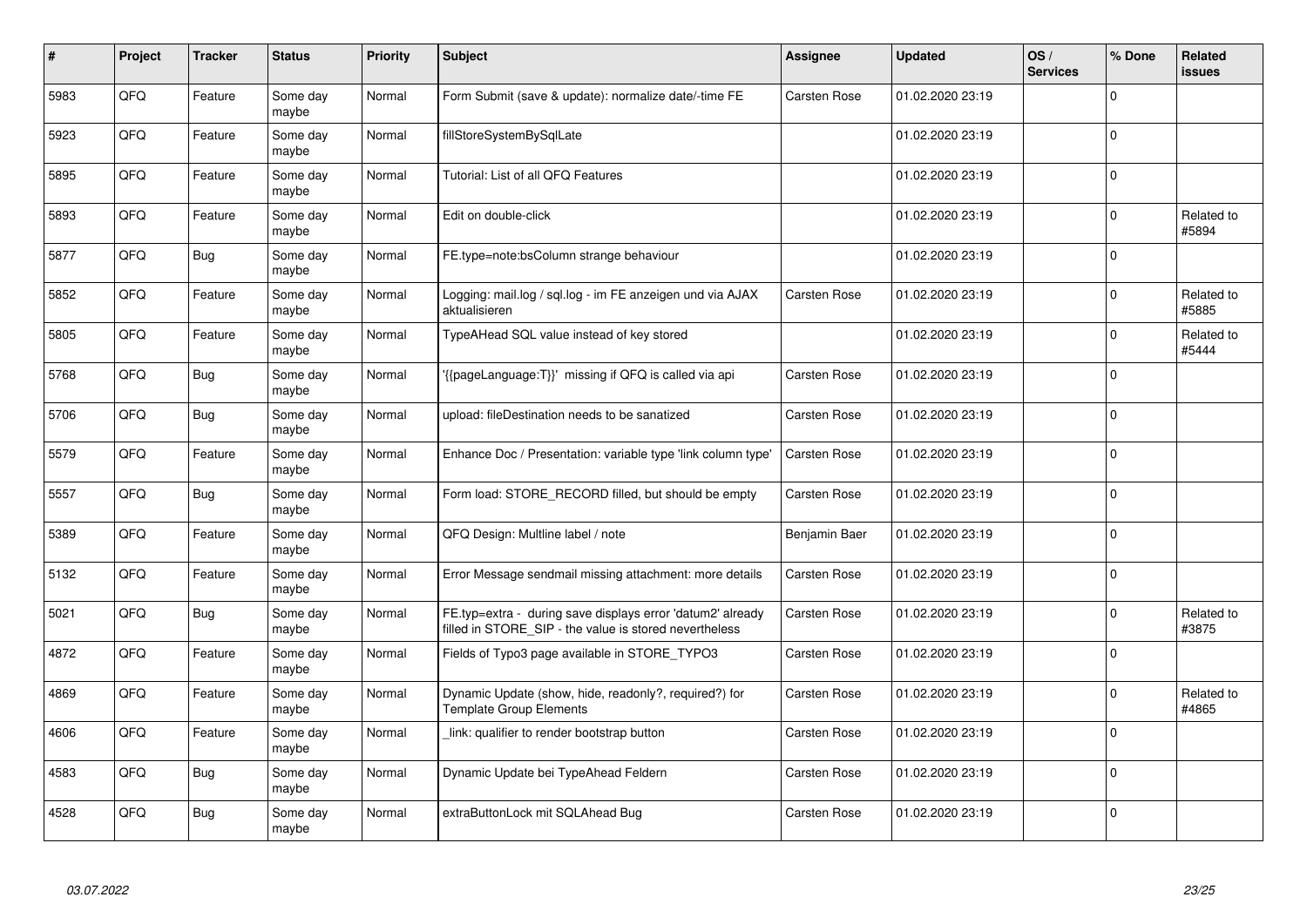| # | Project | Tracker | Status | Priority | Subject | Assignee | Updated | OS / Services | % Done | Related issues |
|---|---|---|---|---|---|---|---|---|---|---|
| 5983 | QFQ | Feature | Some day maybe | Normal | Form Submit (save & update): normalize date/-time FE | Carsten Rose | 01.02.2020 23:19 | | 0 | |
| 5923 | QFQ | Feature | Some day maybe | Normal | fillStoreSystemBySqlLate | | 01.02.2020 23:19 | | 0 | |
| 5895 | QFQ | Feature | Some day maybe | Normal | Tutorial: List of all QFQ Features | | 01.02.2020 23:19 | | 0 | |
| 5893 | QFQ | Feature | Some day maybe | Normal | Edit on double-click | | 01.02.2020 23:19 | | 0 | Related to #5894 |
| 5877 | QFQ | Bug | Some day maybe | Normal | FE.type=note:bsColumn strange behaviour | | 01.02.2020 23:19 | | 0 | |
| 5852 | QFQ | Feature | Some day maybe | Normal | Logging: mail.log / sql.log - im FE anzeigen und via AJAX aktualisieren | Carsten Rose | 01.02.2020 23:19 | | 0 | Related to #5885 |
| 5805 | QFQ | Feature | Some day maybe | Normal | TypeAHead SQL value instead of key stored | | 01.02.2020 23:19 | | 0 | Related to #5444 |
| 5768 | QFQ | Bug | Some day maybe | Normal | '{{pageLanguage:T}}' missing if QFQ is called via api | Carsten Rose | 01.02.2020 23:19 | | 0 | |
| 5706 | QFQ | Bug | Some day maybe | Normal | upload: fileDestination needs to be sanatized | Carsten Rose | 01.02.2020 23:19 | | 0 | |
| 5579 | QFQ | Feature | Some day maybe | Normal | Enhance Doc / Presentation: variable type 'link column type' | Carsten Rose | 01.02.2020 23:19 | | 0 | |
| 5557 | QFQ | Bug | Some day maybe | Normal | Form load: STORE_RECORD filled, but should be empty | Carsten Rose | 01.02.2020 23:19 | | 0 | |
| 5389 | QFQ | Feature | Some day maybe | Normal | QFQ Design: Multline label / note | Benjamin Baer | 01.02.2020 23:19 | | 0 | |
| 5132 | QFQ | Feature | Some day maybe | Normal | Error Message sendmail missing attachment: more details | Carsten Rose | 01.02.2020 23:19 | | 0 | |
| 5021 | QFQ | Bug | Some day maybe | Normal | FE.typ=extra - during save displays error 'datum2' already filled in STORE_SIP - the value is stored nevertheless | Carsten Rose | 01.02.2020 23:19 | | 0 | Related to #3875 |
| 4872 | QFQ | Feature | Some day maybe | Normal | Fields of Typo3 page available in STORE_TYPO3 | Carsten Rose | 01.02.2020 23:19 | | 0 | |
| 4869 | QFQ | Feature | Some day maybe | Normal | Dynamic Update (show, hide, readonly?, required?) for Template Group Elements | Carsten Rose | 01.02.2020 23:19 | | 0 | Related to #4865 |
| 4606 | QFQ | Feature | Some day maybe | Normal | _link: qualifier to render bootstrap button | Carsten Rose | 01.02.2020 23:19 | | 0 | |
| 4583 | QFQ | Bug | Some day maybe | Normal | Dynamic Update bei TypeAhead Feldern | Carsten Rose | 01.02.2020 23:19 | | 0 | |
| 4528 | QFQ | Bug | Some day maybe | Normal | extraButtonLock mit SQLAhead Bug | Carsten Rose | 01.02.2020 23:19 | | 0 | |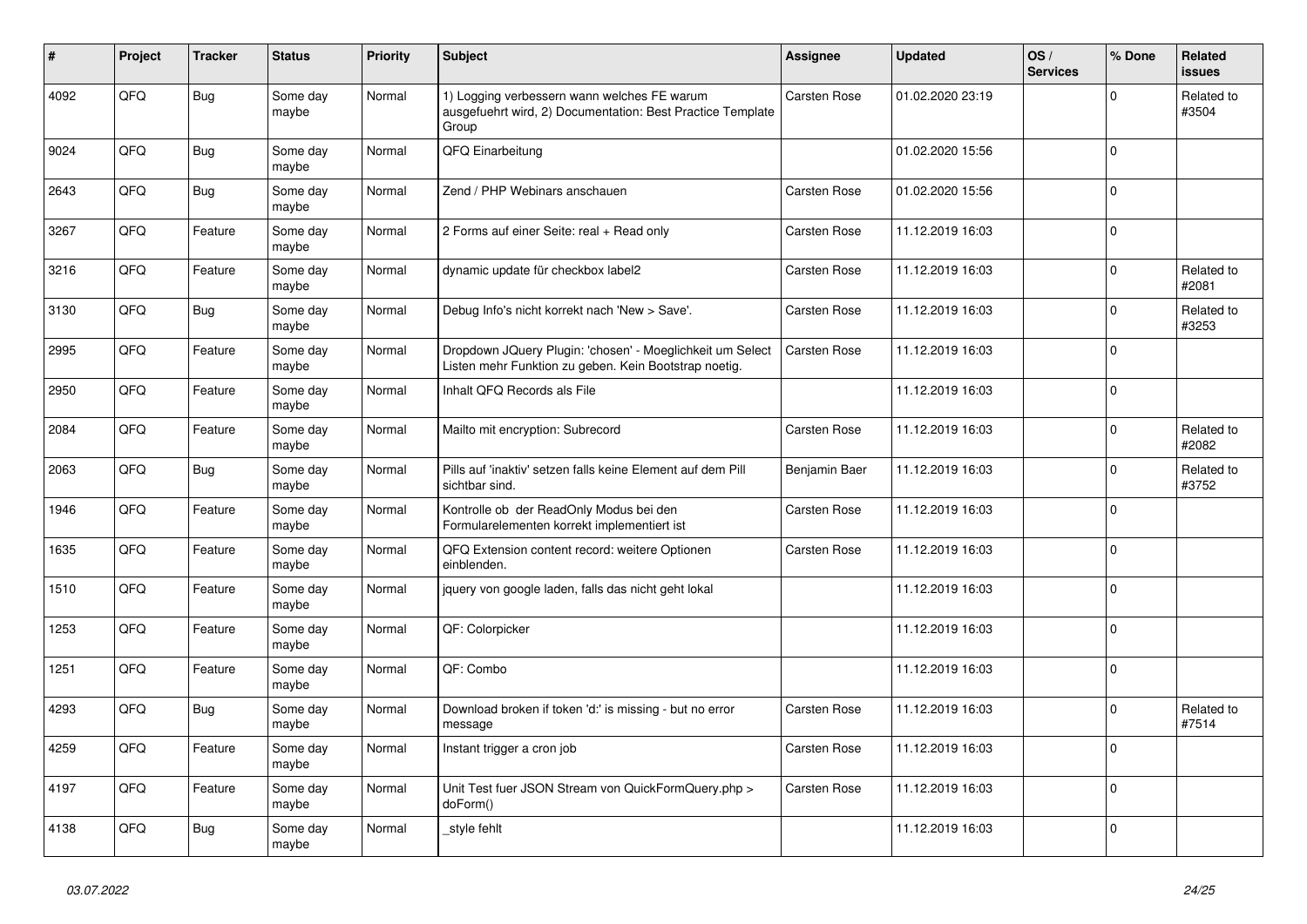| # | Project | Tracker | Status | Priority | Subject | Assignee | Updated | OS / Services | % Done | Related issues |
|---|---|---|---|---|---|---|---|---|---|---|
| 4092 | QFQ | Bug | Some day maybe | Normal | 1) Logging verbessern wann welches FE warum ausgefuehrt wird, 2) Documentation: Best Practice Template Group | Carsten Rose | 01.02.2020 23:19 | | 0 | Related to #3504 |
| 9024 | QFQ | Bug | Some day maybe | Normal | QFQ Einarbeitung | | 01.02.2020 15:56 | | 0 | |
| 2643 | QFQ | Bug | Some day maybe | Normal | Zend / PHP Webinars anschauen | Carsten Rose | 01.02.2020 15:56 | | 0 | |
| 3267 | QFQ | Feature | Some day maybe | Normal | 2 Forms auf einer Seite: real + Read only | Carsten Rose | 11.12.2019 16:03 | | 0 | |
| 3216 | QFQ | Feature | Some day maybe | Normal | dynamic update für checkbox label2 | Carsten Rose | 11.12.2019 16:03 | | 0 | Related to #2081 |
| 3130 | QFQ | Bug | Some day maybe | Normal | Debug Info's nicht korrekt nach 'New > Save'. | Carsten Rose | 11.12.2019 16:03 | | 0 | Related to #3253 |
| 2995 | QFQ | Feature | Some day maybe | Normal | Dropdown JQuery Plugin: 'chosen' - Moeglichkeit um Select Listen mehr Funktion zu geben. Kein Bootstrap noetig. | Carsten Rose | 11.12.2019 16:03 | | 0 | |
| 2950 | QFQ | Feature | Some day maybe | Normal | Inhalt QFQ Records als File | | 11.12.2019 16:03 | | 0 | |
| 2084 | QFQ | Feature | Some day maybe | Normal | Mailto mit encryption: Subrecord | Carsten Rose | 11.12.2019 16:03 | | 0 | Related to #2082 |
| 2063 | QFQ | Bug | Some day maybe | Normal | Pills auf 'inaktiv' setzen falls keine Element auf dem Pill sichtbar sind. | Benjamin Baer | 11.12.2019 16:03 | | 0 | Related to #3752 |
| 1946 | QFQ | Feature | Some day maybe | Normal | Kontrolle ob der ReadOnly Modus bei den Formularelementen korrekt implementiert ist | Carsten Rose | 11.12.2019 16:03 | | 0 | |
| 1635 | QFQ | Feature | Some day maybe | Normal | QFQ Extension content record: weitere Optionen einblenden. | Carsten Rose | 11.12.2019 16:03 | | 0 | |
| 1510 | QFQ | Feature | Some day maybe | Normal | jquery von google laden, falls das nicht geht lokal | | 11.12.2019 16:03 | | 0 | |
| 1253 | QFQ | Feature | Some day maybe | Normal | QF: Colorpicker | | 11.12.2019 16:03 | | 0 | |
| 1251 | QFQ | Feature | Some day maybe | Normal | QF: Combo | | 11.12.2019 16:03 | | 0 | |
| 4293 | QFQ | Bug | Some day maybe | Normal | Download broken if token 'd:' is missing - but no error message | Carsten Rose | 11.12.2019 16:03 | | 0 | Related to #7514 |
| 4259 | QFQ | Feature | Some day maybe | Normal | Instant trigger a cron job | Carsten Rose | 11.12.2019 16:03 | | 0 | |
| 4197 | QFQ | Feature | Some day maybe | Normal | Unit Test fuer JSON Stream von QuickFormQuery.php > doForm() | Carsten Rose | 11.12.2019 16:03 | | 0 | |
| 4138 | QFQ | Bug | Some day maybe | Normal | _style fehlt | | 11.12.2019 16:03 | | 0 | |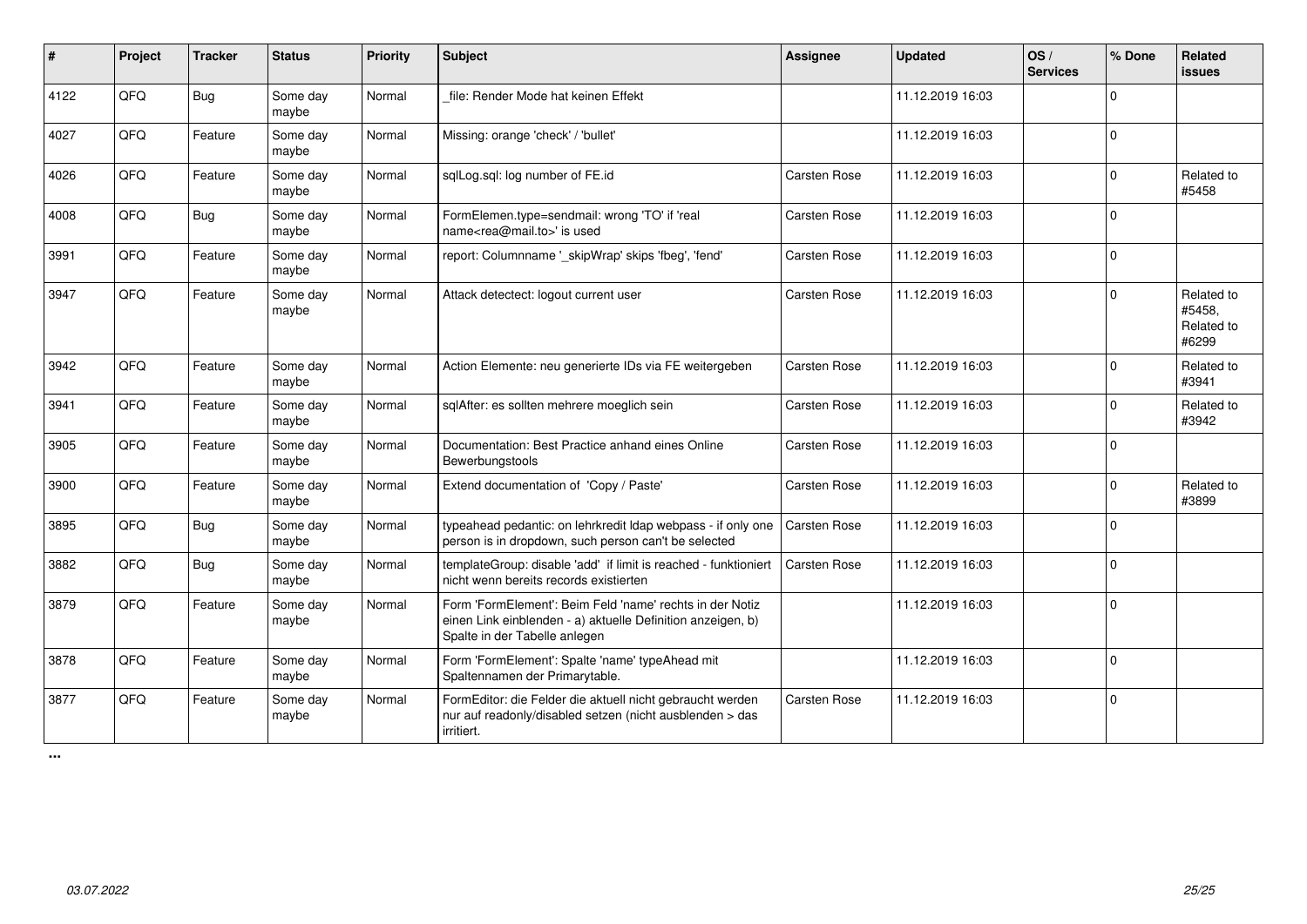| # | Project | Tracker | Status | Priority | Subject | Assignee | Updated | OS / Services | % Done | Related issues |
|---|---|---|---|---|---|---|---|---|---|---|
| 4122 | QFO | Bug | Some day maybe | Normal | _file: Render Mode hat keinen Effekt | | 11.12.2019 16:03 | | 0 | |
| 4027 | QFQ | Feature | Some day maybe | Normal | Missing: orange 'check' / 'bullet' | | 11.12.2019 16:03 | | 0 | |
| 4026 | QFQ | Feature | Some day maybe | Normal | sqlLog.sql: log number of FE.id | Carsten Rose | 11.12.2019 16:03 | | 0 | Related to #5458 |
| 4008 | QFQ | Bug | Some day maybe | Normal | FormElemen.type=sendmail: wrong 'TO' if 'real name<rea@mail.to>' is used | Carsten Rose | 11.12.2019 16:03 | | 0 | |
| 3991 | QFQ | Feature | Some day maybe | Normal | report: Columnname '_skipWrap' skips 'fbeg', 'fend' | Carsten Rose | 11.12.2019 16:03 | | 0 | |
| 3947 | QFQ | Feature | Some day maybe | Normal | Attack detectect: logout current user | Carsten Rose | 11.12.2019 16:03 | | 0 | Related to #5458, Related to #6299 |
| 3942 | QFQ | Feature | Some day maybe | Normal | Action Elemente: neu generierte IDs via FE weitergeben | Carsten Rose | 11.12.2019 16:03 | | 0 | Related to #3941 |
| 3941 | QFQ | Feature | Some day maybe | Normal | sqlAfter: es sollten mehrere moeglich sein | Carsten Rose | 11.12.2019 16:03 | | 0 | Related to #3942 |
| 3905 | QFQ | Feature | Some day maybe | Normal | Documentation: Best Practice anhand eines Online Bewerbungstools | Carsten Rose | 11.12.2019 16:03 | | 0 | |
| 3900 | QFQ | Feature | Some day maybe | Normal | Extend documentation of 'Copy / Paste' | Carsten Rose | 11.12.2019 16:03 | | 0 | Related to #3899 |
| 3895 | QFQ | Bug | Some day maybe | Normal | typeahead pedantic: on lehrkredit ldap webpass - if only one person is in dropdown, such person can't be selected | Carsten Rose | 11.12.2019 16:03 | | 0 | |
| 3882 | QFQ | Bug | Some day maybe | Normal | templateGroup: disable 'add' if limit is reached - funktioniert nicht wenn bereits records existierten | Carsten Rose | 11.12.2019 16:03 | | 0 | |
| 3879 | QFQ | Feature | Some day maybe | Normal | Form 'FormElement': Beim Feld 'name' rechts in der Notiz einen Link einblenden - a) aktuelle Definition anzeigen, b) Spalte in der Tabelle anlegen | | 11.12.2019 16:03 | | 0 | |
| 3878 | QFQ | Feature | Some day maybe | Normal | Form 'FormElement': Spalte 'name' typeAhead mit Spaltennamen der Primarytable. | | 11.12.2019 16:03 | | 0 | |
| 3877 | QFQ | Feature | Some day maybe | Normal | FormEditor: die Felder die aktuell nicht gebraucht werden nur auf readonly/disabled setzen (nicht ausblenden > das irritiert. | Carsten Rose | 11.12.2019 16:03 | | 0 | |

...